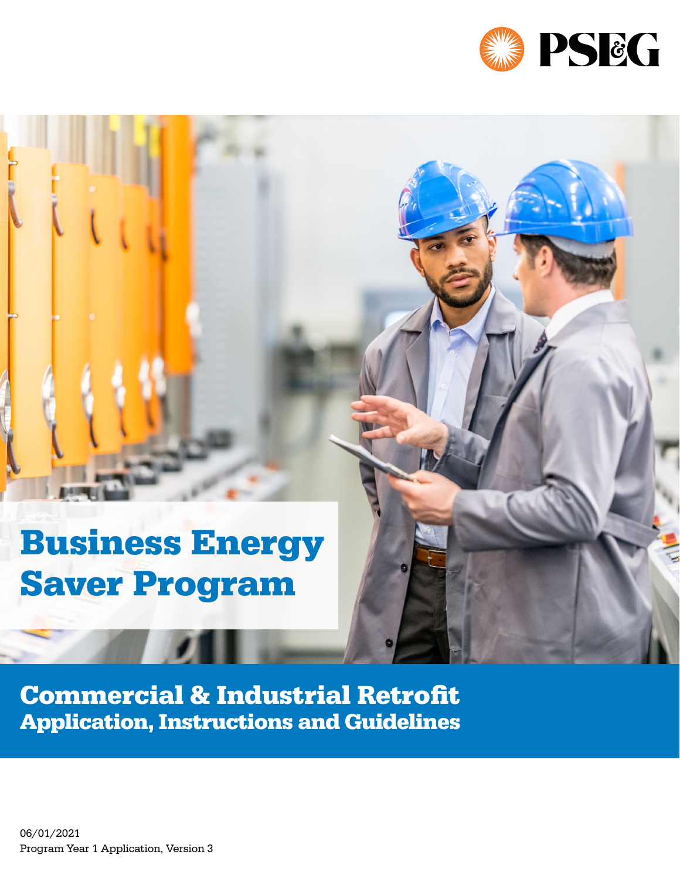PSEG

# Business Energy Saver Program

## Commercial & Industrial Retrofit

**Application, Instructions and Guidelines**

06/01/2021

Program Year 1 Application, Version 3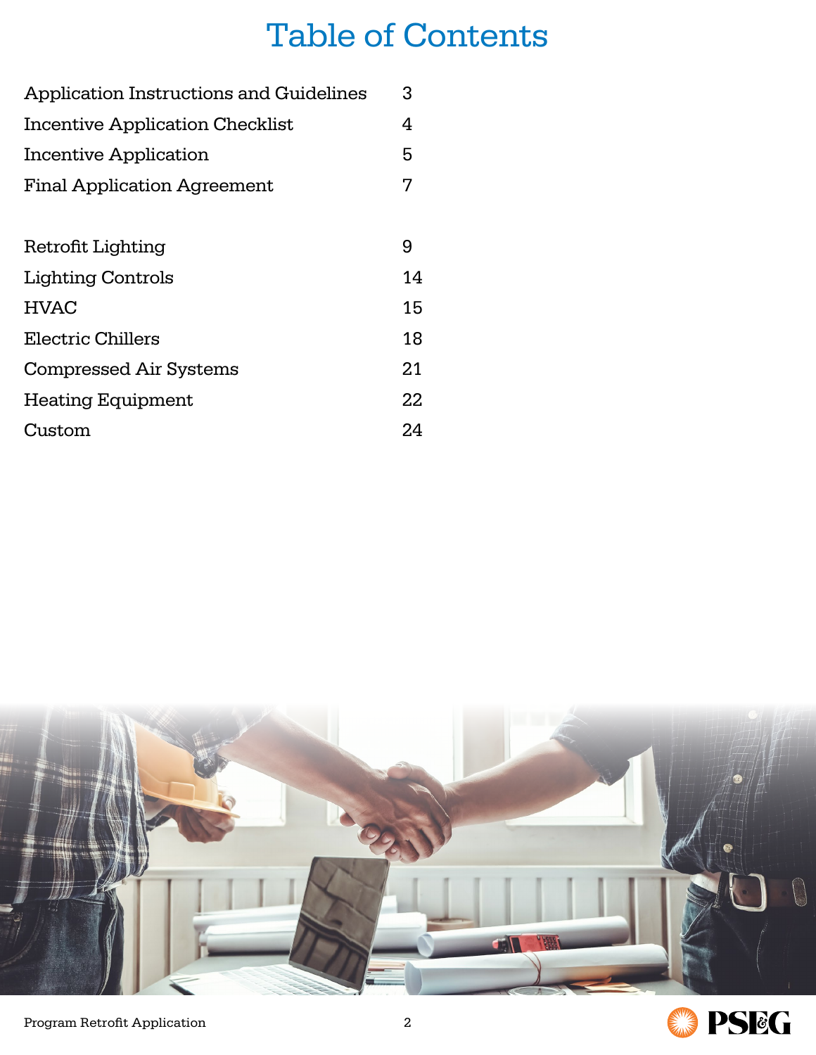# Table of Contents

| | |
|---|---|
| Application Instructions and Guidelines | 3 |
| Incentive Application Checklist | 4 |
| Incentive Application | 5 |
| Final Application Agreement | 7 |
| | |
| Retrofit Lighting | 9 |
| Lighting Controls | 14 |
| HVAC | 15 |
| Electric Chillers | 18 |
| Compressed Air Systems | 21 |
| Heating Equipment | 22 |
| Custom | 24 |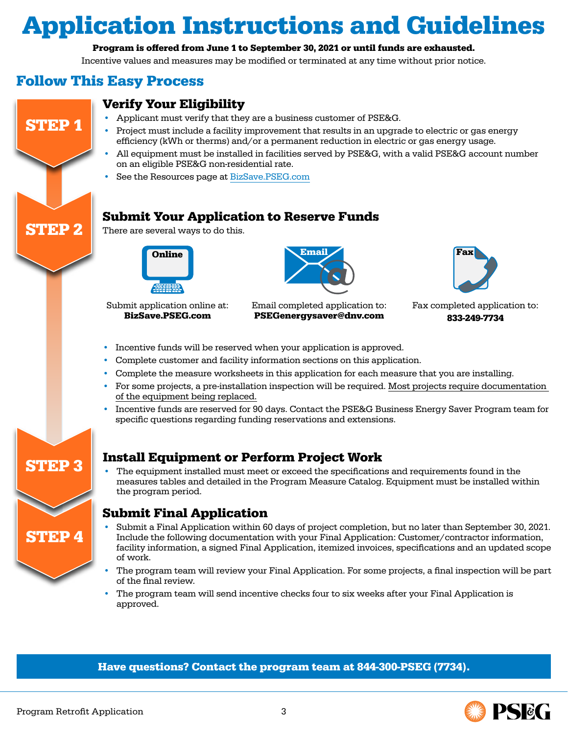# Application Instructions and Guidelines

**Program is offered from June 1 to September 30, 2021 or until funds are exhausted.**

Incentive values and measures may be modified or terminated at any time without prior notice.

## Follow This Easy Process

### STEP 1

### Verify Your Eligibility

- Applicant must verify that they are a business customer of PSE&G.
- Project must include a facility improvement that results in an upgrade to electric or gas energy efficiency (kWh or therms) and/or a permanent reduction in electric or gas energy usage.
- All equipment must be installed in facilities served by PSE&G, with a valid PSE&G account number on an eligible PSE&G non-residential rate.
- See the Resources page at BizSave.PSEG.com

### STEP 2

### Submit Your Application to Reserve Funds

There are several ways to do this.

**Online** – Submit application online at: **BizSave.PSEG.com**

**Email** – Email completed application to: **PSEGenergysaver@dnv.com**

**Fax** – Fax completed application to: **833-249-7734**

- Incentive funds will be reserved when your application is approved.
- Complete customer and facility information sections on this application.
- Complete the measure worksheets in this application for each measure that you are installing.
- For some projects, a pre-installation inspection will be required. Most projects require documentation of the equipment being replaced.
- Incentive funds are reserved for 90 days. Contact the PSE&G Business Energy Saver Program team for specific questions regarding funding reservations and extensions.

### STEP 3

### Install Equipment or Perform Project Work

- The equipment installed must meet or exceed the specifications and requirements found in the measures tables and detailed in the Program Measure Catalog. Equipment must be installed within the program period.

### STEP 4

### Submit Final Application

- Submit a Final Application within 60 days of project completion, but no later than September 30, 2021. Include the following documentation with your Final Application: Customer/contractor information, facility information, a signed Final Application, itemized invoices, specifications and an updated scope of work.
- The program team will review your Final Application. For some projects, a final inspection will be part of the final review.
- The program team will send incentive checks four to six weeks after your Final Application is approved.

**Have questions? Contact the program team at 844-300-PSEG (7734).**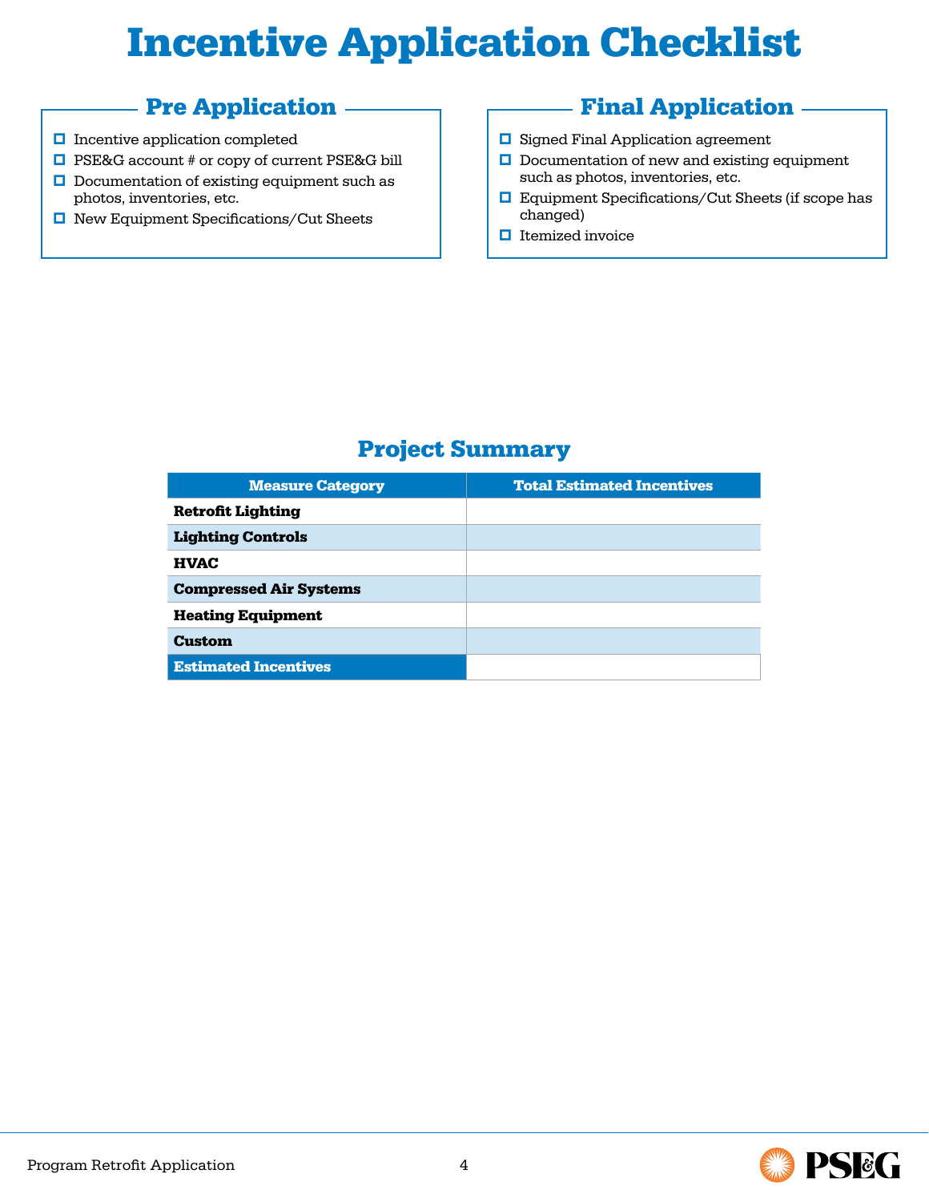# Incentive Application Checklist

## Pre Application

- ☐ Incentive application completed
- ☐ PSE&G account # or copy of current PSE&G bill
- ☐ Documentation of existing equipment such as photos, inventories, etc.
- ☐ New Equipment Specifications/Cut Sheets

## Final Application

- ☐ Signed Final Application agreement
- ☐ Documentation of new and existing equipment such as photos, inventories, etc.
- ☐ Equipment Specifications/Cut Sheets (if scope has changed)
- ☐ Itemized invoice

## Project Summary

| Measure Category | Total Estimated Incentives |
| --- | --- |
| **Retrofit Lighting** | |
| **Lighting Controls** | |
| **HVAC** | |
| **Compressed Air Systems** | |
| **Heating Equipment** | |
| **Custom** | |
| **Estimated Incentives** | |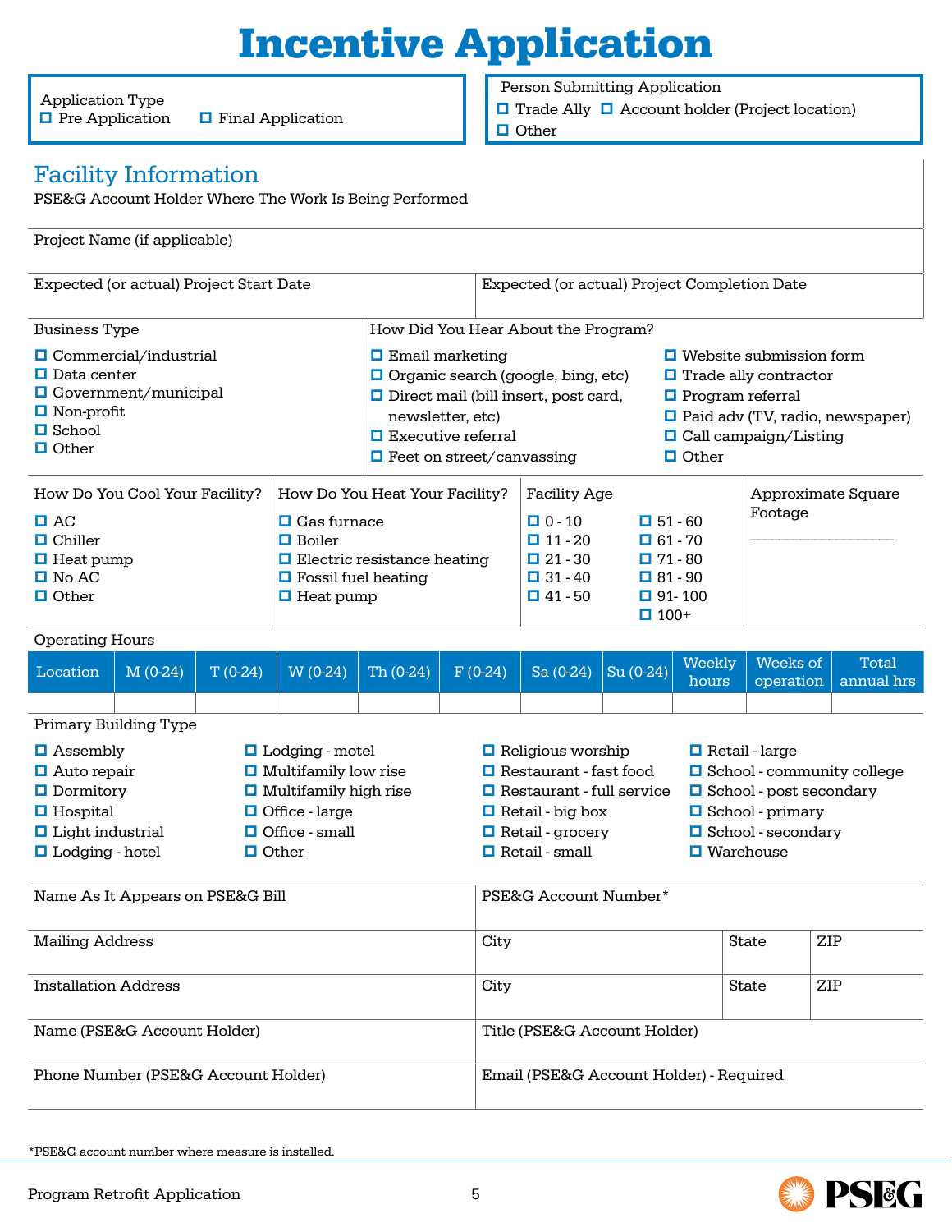# Incentive Application

**Application Type**
- ☐ Pre Application
- ☐ Final Application

**Person Submitting Application**
- ☐ Trade Ally
- ☐ Account holder (Project location)
- ☐ Other

## Facility Information

PSE&G Account Holder Where The Work Is Being Performed

Project Name (if applicable)

Expected (or actual) Project Start Date

Expected (or actual) Project Completion Date

**Business Type**
- ☐ Commercial/industrial
- ☐ Data center
- ☐ Government/municipal
- ☐ Non-profit
- ☐ School
- ☐ Other

**How Did You Hear About the Program?**
- ☐ Email marketing
- ☐ Organic search (google, bing, etc)
- ☐ Direct mail (bill insert, post card, newsletter, etc)
- ☐ Executive referral
- ☐ Feet on street/canvassing
- ☐ Website submission form
- ☐ Trade ally contractor
- ☐ Program referral
- ☐ Paid adv (TV, radio, newspaper)
- ☐ Call campaign/Listing
- ☐ Other

**How Do You Cool Your Facility?**
- ☐ AC
- ☐ Chiller
- ☐ Heat pump
- ☐ No AC
- ☐ Other

**How Do You Heat Your Facility?**
- ☐ Gas furnace
- ☐ Boiler
- ☐ Electric resistance heating
- ☐ Fossil fuel heating
- ☐ Heat pump

**Facility Age**
- ☐ 0 - 10
- ☐ 11 - 20
- ☐ 21 - 30
- ☐ 31 - 40
- ☐ 41 - 50
- ☐ 51 - 60
- ☐ 61 - 70
- ☐ 71 - 80
- ☐ 81 - 90
- ☐ 91- 100
- ☐ 100+

**Approximate Square Footage** ___________________

**Operating Hours**

| Location | M (0-24) | T (0-24) | W (0-24) | Th (0-24) | F (0-24) | Sa (0-24) | Su (0-24) | Weekly hours | Weeks of operation | Total annual hrs |
|---|---|---|---|---|---|---|---|---|---|---|
| | | | | | | | | | | |

**Primary Building Type**
- ☐ Assembly
- ☐ Auto repair
- ☐ Dormitory
- ☐ Hospital
- ☐ Light industrial
- ☐ Lodging - hotel
- ☐ Lodging - motel
- ☐ Multifamily low rise
- ☐ Multifamily high rise
- ☐ Office - large
- ☐ Office - small
- ☐ Other
- ☐ Religious worship
- ☐ Restaurant - fast food
- ☐ Restaurant - full service
- ☐ Retail - big box
- ☐ Retail - grocery
- ☐ Retail - small
- ☐ Retail - large
- ☐ School - community college
- ☐ School - post secondary
- ☐ School - primary
- ☐ School - secondary
- ☐ Warehouse

| Name As It Appears on PSE&G Bill | PSE&G Account Number* | | |
|---|---|---|---|
| Mailing Address | City | State | ZIP |
| Installation Address | City | State | ZIP |
| Name (PSE&G Account Holder) | Title (PSE&G Account Holder) | | |
| Phone Number (PSE&G Account Holder) | Email (PSE&G Account Holder) - Required | | |

*PSE&G account number where measure is installed.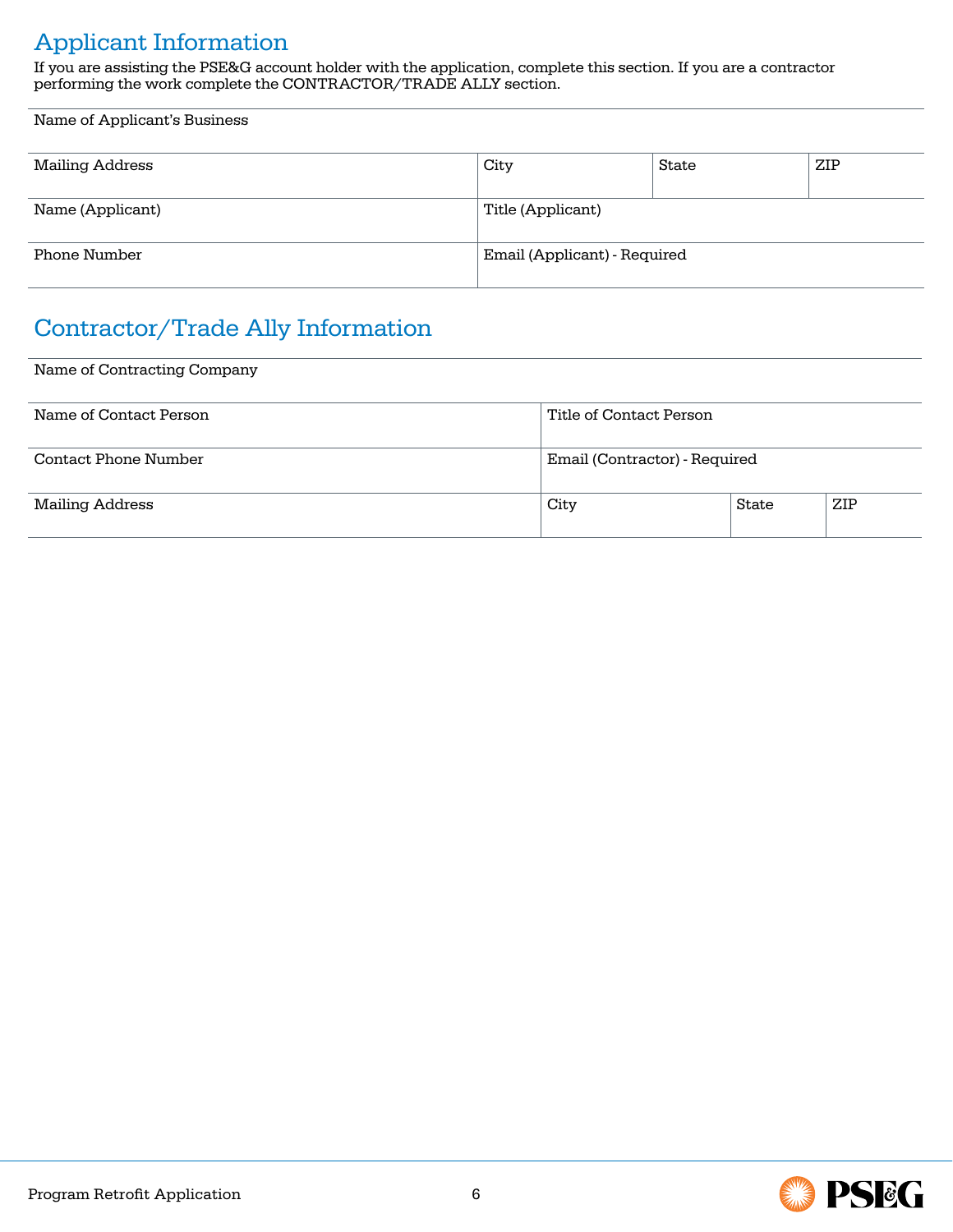## Applicant Information

If you are assisting the PSE&G account holder with the application, complete this section. If you are a contractor performing the work complete the CONTRACTOR/TRADE ALLY section.

| Name of Applicant's Business | | | |
|---|---|---|---|
| Mailing Address | City | State | ZIP |
| Name (Applicant) | Title (Applicant) | | |
| Phone Number | Email (Applicant) - Required | | |

## Contractor/Trade Ally Information

| Name of Contracting Company | | | |
|---|---|---|---|
| Name of Contact Person | Title of Contact Person | | |
| Contact Phone Number | Email (Contractor) - Required | | |
| Mailing Address | City | State | ZIP |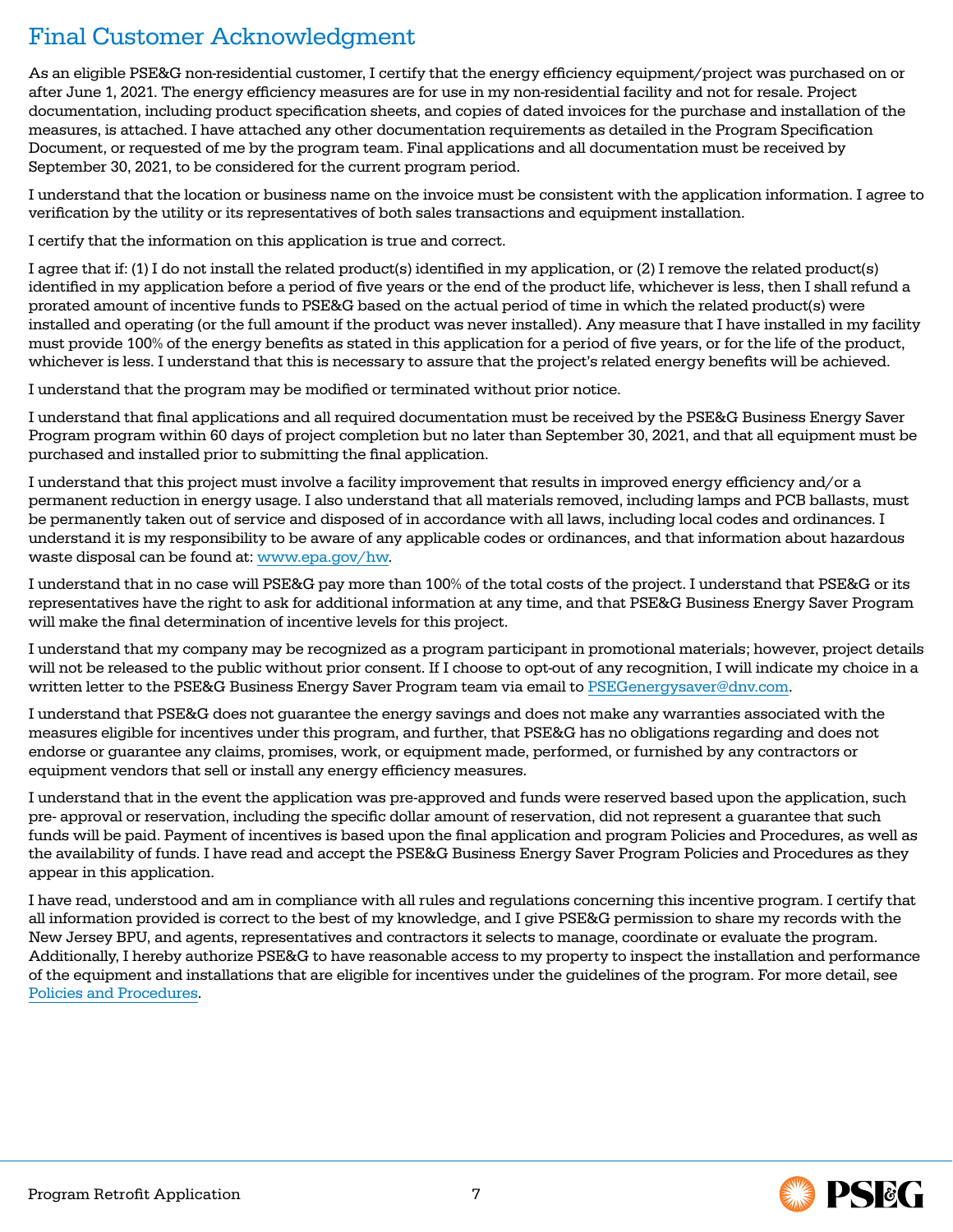# Final Customer Acknowledgment

As an eligible PSE&G non-residential customer, I certify that the energy efficiency equipment/project was purchased on or after June 1, 2021. The energy efficiency measures are for use in my non-residential facility and not for resale. Project documentation, including product specification sheets, and copies of dated invoices for the purchase and installation of the measures, is attached. I have attached any other documentation requirements as detailed in the Program Specification Document, or requested of me by the program team. Final applications and all documentation must be received by September 30, 2021, to be considered for the current program period.

I understand that the location or business name on the invoice must be consistent with the application information. I agree to verification by the utility or its representatives of both sales transactions and equipment installation.

I certify that the information on this application is true and correct.

I agree that if: (1) I do not install the related product(s) identified in my application, or (2) I remove the related product(s) identified in my application before a period of five years or the end of the product life, whichever is less, then I shall refund a prorated amount of incentive funds to PSE&G based on the actual period of time in which the related product(s) were installed and operating (or the full amount if the product was never installed). Any measure that I have installed in my facility must provide 100% of the energy benefits as stated in this application for a period of five years, or for the life of the product, whichever is less. I understand that this is necessary to assure that the project's related energy benefits will be achieved.

I understand that the program may be modified or terminated without prior notice.

I understand that final applications and all required documentation must be received by the PSE&G Business Energy Saver Program program within 60 days of project completion but no later than September 30, 2021, and that all equipment must be purchased and installed prior to submitting the final application.

I understand that this project must involve a facility improvement that results in improved energy efficiency and/or a permanent reduction in energy usage. I also understand that all materials removed, including lamps and PCB ballasts, must be permanently taken out of service and disposed of in accordance with all laws, including local codes and ordinances. I understand it is my responsibility to be aware of any applicable codes or ordinances, and that information about hazardous waste disposal can be found at: [www.epa.gov/hw](www.epa.gov/hw).

I understand that in no case will PSE&G pay more than 100% of the total costs of the project. I understand that PSE&G or its representatives have the right to ask for additional information at any time, and that PSE&G Business Energy Saver Program will make the final determination of incentive levels for this project.

I understand that my company may be recognized as a program participant in promotional materials; however, project details will not be released to the public without prior consent. If I choose to opt-out of any recognition, I will indicate my choice in a written letter to the PSE&G Business Energy Saver Program team via email to PSEGenergysaver@dnv.com.

I understand that PSE&G does not guarantee the energy savings and does not make any warranties associated with the measures eligible for incentives under this program, and further, that PSE&G has no obligations regarding and does not endorse or guarantee any claims, promises, work, or equipment made, performed, or furnished by any contractors or equipment vendors that sell or install any energy efficiency measures.

I understand that in the event the application was pre-approved and funds were reserved based upon the application, such pre- approval or reservation, including the specific dollar amount of reservation, did not represent a guarantee that such funds will be paid. Payment of incentives is based upon the final application and program Policies and Procedures, as well as the availability of funds. I have read and accept the PSE&G Business Energy Saver Program Policies and Procedures as they appear in this application.

I have read, understood and am in compliance with all rules and regulations concerning this incentive program. I certify that all information provided is correct to the best of my knowledge, and I give PSE&G permission to share my records with the New Jersey BPU, and agents, representatives and contractors it selects to manage, coordinate or evaluate the program. Additionally, I hereby authorize PSE&G to have reasonable access to my property to inspect the installation and performance of the equipment and installations that are eligible for incentives under the guidelines of the program. For more detail, see Policies and Procedures.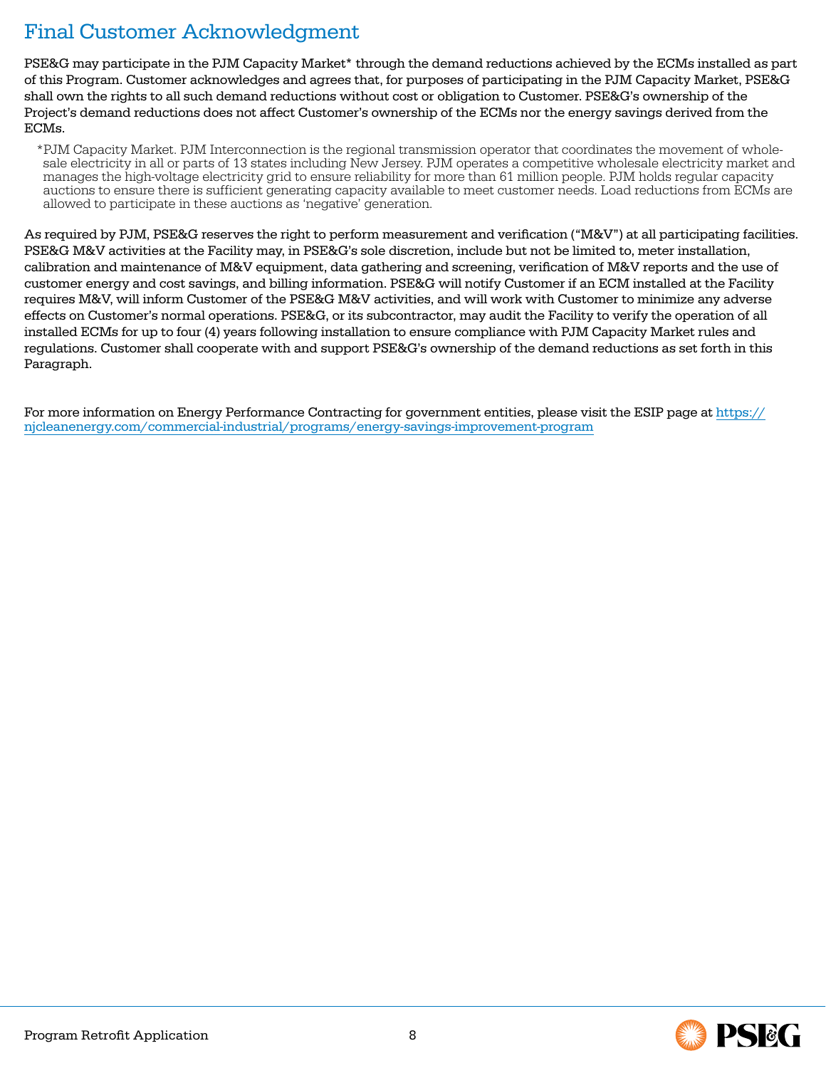# Final Customer Acknowledgment

PSE&G may participate in the PJM Capacity Market* through the demand reductions achieved by the ECMs installed as part of this Program. Customer acknowledges and agrees that, for purposes of participating in the PJM Capacity Market, PSE&G shall own the rights to all such demand reductions without cost or obligation to Customer. PSE&G's ownership of the Project's demand reductions does not affect Customer's ownership of the ECMs nor the energy savings derived from the ECMs.

*PJM Capacity Market. PJM Interconnection is the regional transmission operator that coordinates the movement of wholesale electricity in all or parts of 13 states including New Jersey. PJM operates a competitive wholesale electricity market and manages the high-voltage electricity grid to ensure reliability for more than 61 million people. PJM holds regular capacity auctions to ensure there is sufficient generating capacity available to meet customer needs. Load reductions from ECMs are allowed to participate in these auctions as 'negative' generation.

As required by PJM, PSE&G reserves the right to perform measurement and verification ("M&V") at all participating facilities. PSE&G M&V activities at the Facility may, in PSE&G's sole discretion, include but not be limited to, meter installation, calibration and maintenance of M&V equipment, data gathering and screening, verification of M&V reports and the use of customer energy and cost savings, and billing information. PSE&G will notify Customer if an ECM installed at the Facility requires M&V, will inform Customer of the PSE&G M&V activities, and will work with Customer to minimize any adverse effects on Customer's normal operations. PSE&G, or its subcontractor, may audit the Facility to verify the operation of all installed ECMs for up to four (4) years following installation to ensure compliance with PJM Capacity Market rules and regulations. Customer shall cooperate with and support PSE&G's ownership of the demand reductions as set forth in this Paragraph.

For more information on Energy Performance Contracting for government entities, please visit the ESIP page at [https://njcleanenergy.com/commercial-industrial/programs/energy-savings-improvement-program](https://njcleanenergy.com/commercial-industrial/programs/energy-savings-improvement-program)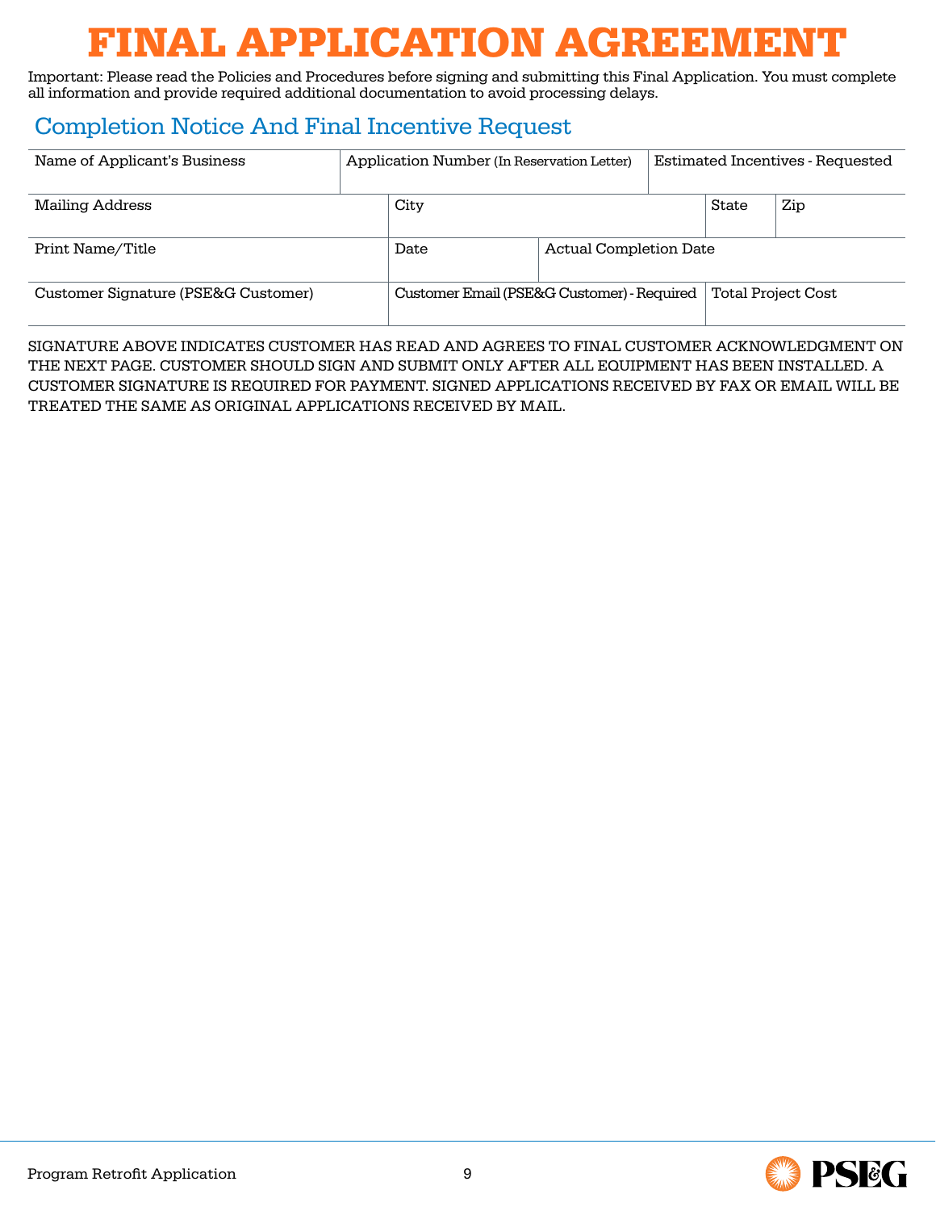# FINAL APPLICATION AGREEMENT

Important: Please read the Policies and Procedures before signing and submitting this Final Application. You must complete all information and provide required additional documentation to avoid processing delays.

## Completion Notice And Final Incentive Request

| Name of Applicant's Business | Application Number (In Reservation Letter) | Estimated Incentives - Requested |
|---|---|---|
| | | |

| Mailing Address | City | State | Zip |
|---|---|---|---|
| | | | |

| Print Name/Title | Date | Actual Completion Date |
|---|---|---|
| | | |

| Customer Signature (PSE&G Customer) | Customer Email (PSE&G Customer) - Required | Total Project Cost |
|---|---|---|
| | | |

SIGNATURE ABOVE INDICATES CUSTOMER HAS READ AND AGREES TO FINAL CUSTOMER ACKNOWLEDGMENT ON THE NEXT PAGE. CUSTOMER SHOULD SIGN AND SUBMIT ONLY AFTER ALL EQUIPMENT HAS BEEN INSTALLED. A CUSTOMER SIGNATURE IS REQUIRED FOR PAYMENT. SIGNED APPLICATIONS RECEIVED BY FAX OR EMAIL WILL BE TREATED THE SAME AS ORIGINAL APPLICATIONS RECEIVED BY MAIL.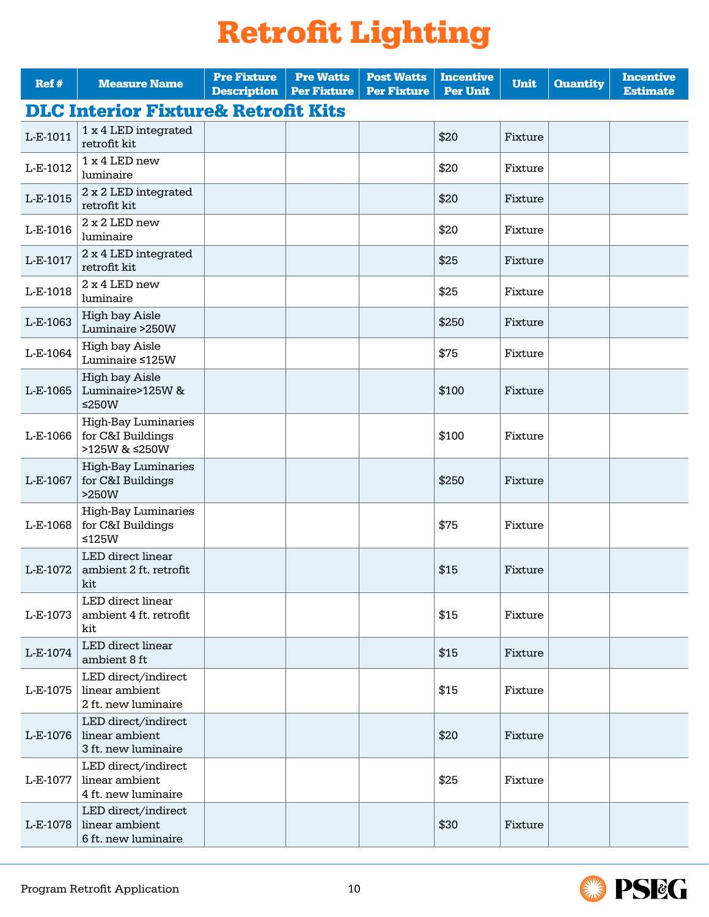# Retrofit Lighting

| Ref # | Measure Name | Pre Fixture Description | Pre Watts Per Fixture | Post Watts Per Fixture | Incentive Per Unit | Unit | Quantity | Incentive Estimate |
|---|---|---|---|---|---|---|---|---|
| **DLC Interior Fixture& Retrofit Kits** | | | | | | | | |
| L-E-1011 | 1 x 4 LED integrated retrofit kit | | | | $20 | Fixture | | |
| L-E-1012 | 1 x 4 LED new luminaire | | | | $20 | Fixture | | |
| L-E-1015 | 2 x 2 LED integrated retrofit kit | | | | $20 | Fixture | | |
| L-E-1016 | 2 x 2 LED new luminaire | | | | $20 | Fixture | | |
| L-E-1017 | 2 x 4 LED integrated retrofit kit | | | | $25 | Fixture | | |
| L-E-1018 | 2 x 4 LED new luminaire | | | | $25 | Fixture | | |
| L-E-1063 | High bay Aisle Luminaire >250W | | | | $250 | Fixture | | |
| L-E-1064 | High bay Aisle Luminaire ≤125W | | | | $75 | Fixture | | |
| L-E-1065 | High bay Aisle Luminaire>125W & ≤250W | | | | $100 | Fixture | | |
| L-E-1066 | High-Bay Luminaries for C&I Buildings >125W & ≤250W | | | | $100 | Fixture | | |
| L-E-1067 | High-Bay Luminaries for C&I Buildings >250W | | | | $250 | Fixture | | |
| L-E-1068 | High-Bay Luminaries for C&I Buildings ≤125W | | | | $75 | Fixture | | |
| L-E-1072 | LED direct linear ambient 2 ft. retrofit kit | | | | $15 | Fixture | | |
| L-E-1073 | LED direct linear ambient 4 ft. retrofit kit | | | | $15 | Fixture | | |
| L-E-1074 | LED direct linear ambient 8 ft | | | | $15 | Fixture | | |
| L-E-1075 | LED direct/indirect linear ambient 2 ft. new luminaire | | | | $15 | Fixture | | |
| L-E-1076 | LED direct/indirect linear ambient 3 ft. new luminaire | | | | $20 | Fixture | | |
| L-E-1077 | LED direct/indirect linear ambient 4 ft. new luminaire | | | | $25 | Fixture | | |
| L-E-1078 | LED direct/indirect linear ambient 6 ft. new luminaire | | | | $30 | Fixture | | |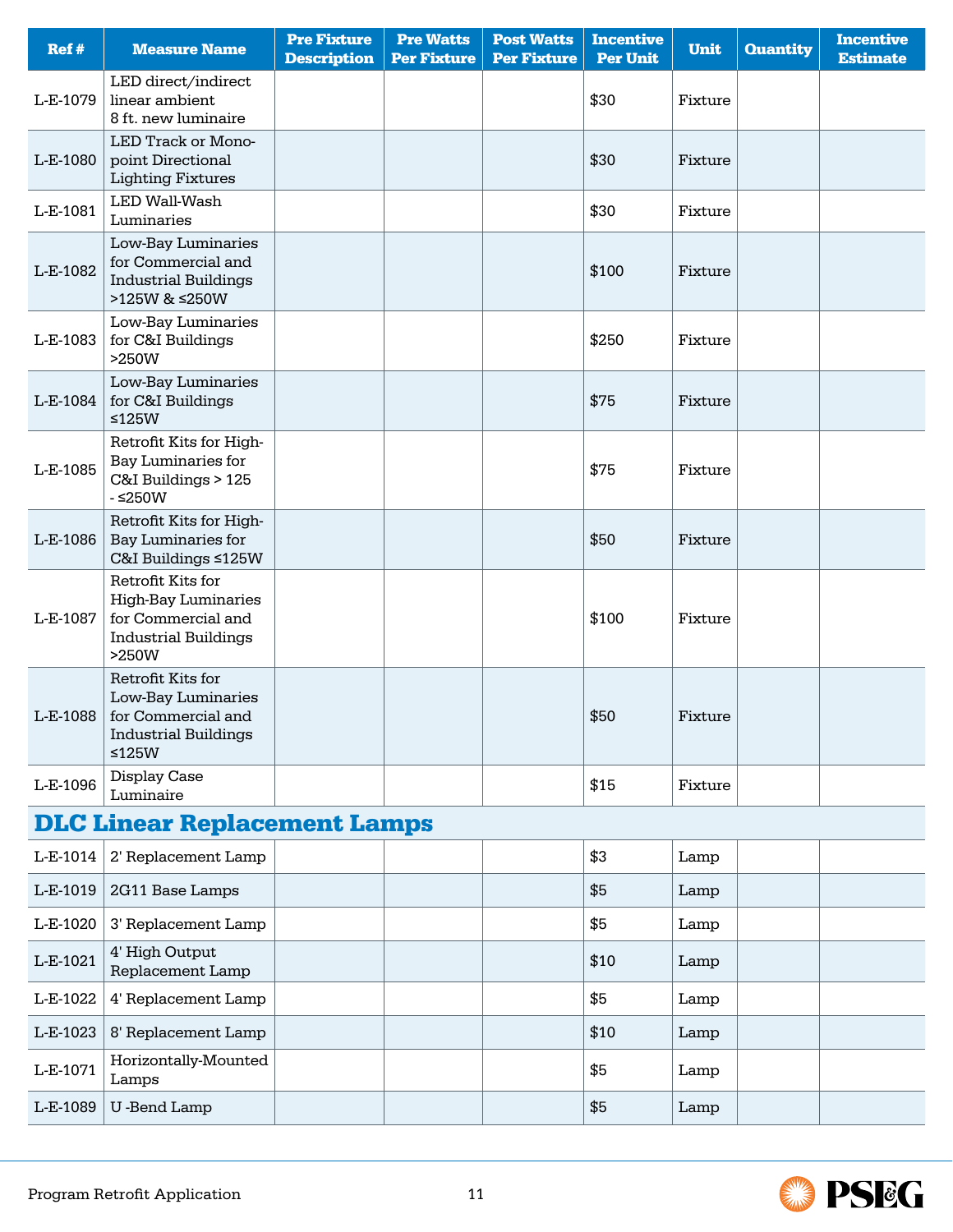| Ref # | Measure Name | Pre Fixture Description | Pre Watts Per Fixture | Post Watts Per Fixture | Incentive Per Unit | Unit | Quantity | Incentive Estimate |
|---|---|---|---|---|---|---|---|---|
| L-E-1079 | LED direct/indirect linear ambient 8 ft. new luminaire | | | | $30 | Fixture | | |
| L-E-1080 | LED Track or Mono-point Directional Lighting Fixtures | | | | $30 | Fixture | | |
| L-E-1081 | LED Wall-Wash Luminaries | | | | $30 | Fixture | | |
| L-E-1082 | Low-Bay Luminaries for Commercial and Industrial Buildings >125W & ≤250W | | | | $100 | Fixture | | |
| L-E-1083 | Low-Bay Luminaries for C&I Buildings >250W | | | | $250 | Fixture | | |
| L-E-1084 | Low-Bay Luminaries for C&I Buildings ≤125W | | | | $75 | Fixture | | |
| L-E-1085 | Retrofit Kits for High-Bay Luminaries for C&I Buildings > 125 - ≤250W | | | | $75 | Fixture | | |
| L-E-1086 | Retrofit Kits for High-Bay Luminaries for C&I Buildings ≤125W | | | | $50 | Fixture | | |
| L-E-1087 | Retrofit Kits for High-Bay Luminaries for Commercial and Industrial Buildings >250W | | | | $100 | Fixture | | |
| L-E-1088 | Retrofit Kits for Low-Bay Luminaries for Commercial and Industrial Buildings ≤125W | | | | $50 | Fixture | | |
| L-E-1096 | Display Case Luminaire | | | | $15 | Fixture | | |
| **DLC Linear Replacement Lamps** | | | | | | | | |
| L-E-1014 | 2' Replacement Lamp | | | | $3 | Lamp | | |
| L-E-1019 | 2G11 Base Lamps | | | | $5 | Lamp | | |
| L-E-1020 | 3' Replacement Lamp | | | | $5 | Lamp | | |
| L-E-1021 | 4' High Output Replacement Lamp | | | | $10 | Lamp | | |
| L-E-1022 | 4' Replacement Lamp | | | | $5 | Lamp | | |
| L-E-1023 | 8' Replacement Lamp | | | | $10 | Lamp | | |
| L-E-1071 | Horizontally-Mounted Lamps | | | | $5 | Lamp | | |
| L-E-1089 | U -Bend Lamp | | | | $5 | Lamp | | |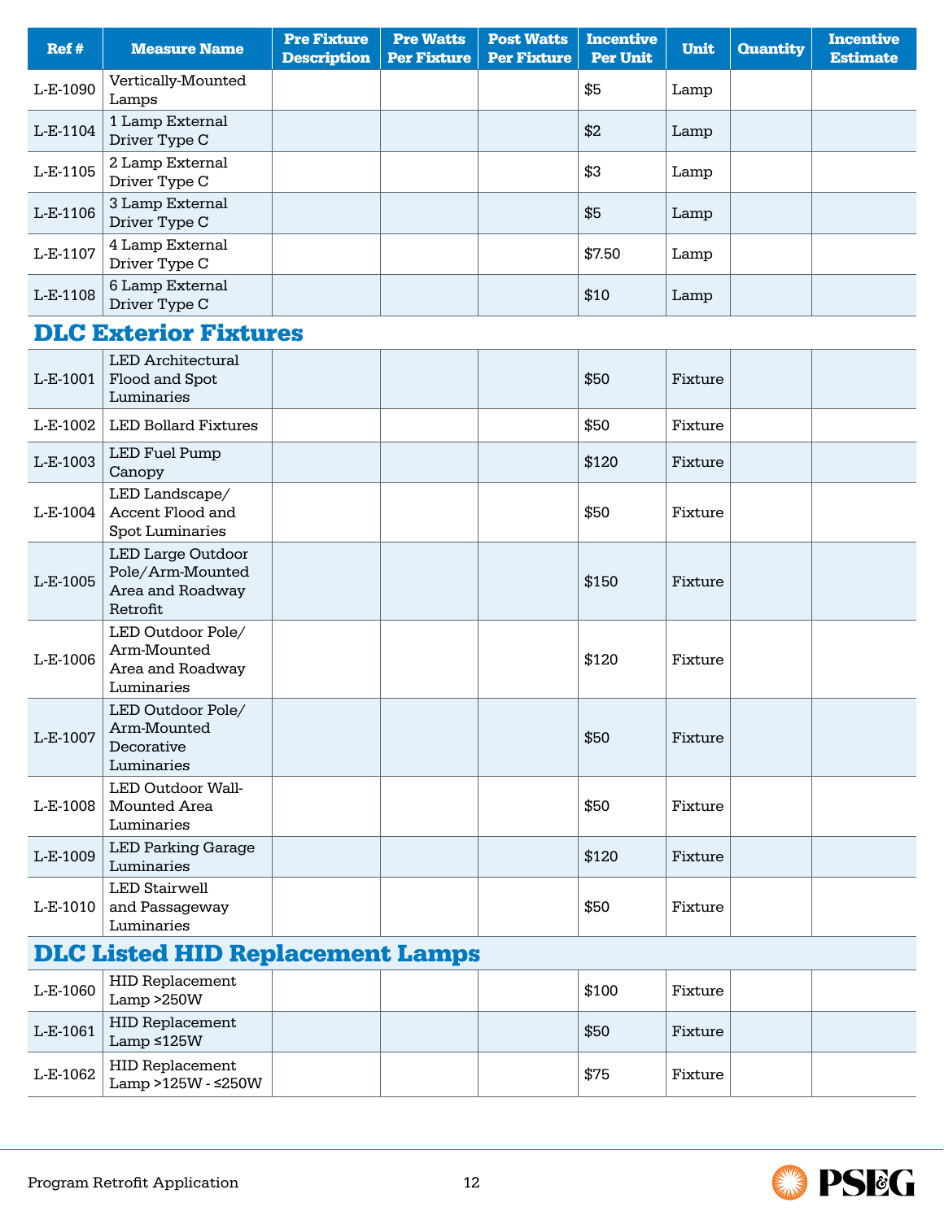| Ref # | Measure Name | Pre Fixture Description | Pre Watts Per Fixture | Post Watts Per Fixture | Incentive Per Unit | Unit | Quantity | Incentive Estimate |
|---|---|---|---|---|---|---|---|---|
| L-E-1090 | Vertically-Mounted Lamps | | | | $5 | Lamp | | |
| L-E-1104 | 1 Lamp External Driver Type C | | | | $2 | Lamp | | |
| L-E-1105 | 2 Lamp External Driver Type C | | | | $3 | Lamp | | |
| L-E-1106 | 3 Lamp External Driver Type C | | | | $5 | Lamp | | |
| L-E-1107 | 4 Lamp External Driver Type C | | | | $7.50 | Lamp | | |
| L-E-1108 | 6 Lamp External Driver Type C | | | | $10 | Lamp | | |

## DLC Exterior Fixtures

| Ref # | Measure Name | Pre Fixture Description | Pre Watts Per Fixture | Post Watts Per Fixture | Incentive Per Unit | Unit | Quantity | Incentive Estimate |
|---|---|---|---|---|---|---|---|---|
| L-E-1001 | LED Architectural Flood and Spot Luminaries | | | | $50 | Fixture | | |
| L-E-1002 | LED Bollard Fixtures | | | | $50 | Fixture | | |
| L-E-1003 | LED Fuel Pump Canopy | | | | $120 | Fixture | | |
| L-E-1004 | LED Landscape/ Accent Flood and Spot Luminaries | | | | $50 | Fixture | | |
| L-E-1005 | LED Large Outdoor Pole/Arm-Mounted Area and Roadway Retrofit | | | | $150 | Fixture | | |
| L-E-1006 | LED Outdoor Pole/ Arm-Mounted Area and Roadway Luminaries | | | | $120 | Fixture | | |
| L-E-1007 | LED Outdoor Pole/ Arm-Mounted Decorative Luminaries | | | | $50 | Fixture | | |
| L-E-1008 | LED Outdoor Wall-Mounted Area Luminaries | | | | $50 | Fixture | | |
| L-E-1009 | LED Parking Garage Luminaries | | | | $120 | Fixture | | |
| L-E-1010 | LED Stairwell and Passageway Luminaries | | | | $50 | Fixture | | |

## DLC Listed HID Replacement Lamps

| Ref # | Measure Name | Pre Fixture Description | Pre Watts Per Fixture | Post Watts Per Fixture | Incentive Per Unit | Unit | Quantity | Incentive Estimate |
|---|---|---|---|---|---|---|---|---|
| L-E-1060 | HID Replacement Lamp >250W | | | | $100 | Fixture | | |
| L-E-1061 | HID Replacement Lamp ≤125W | | | | $50 | Fixture | | |
| L-E-1062 | HID Replacement Lamp >125W - ≤250W | | | | $75 | Fixture | | |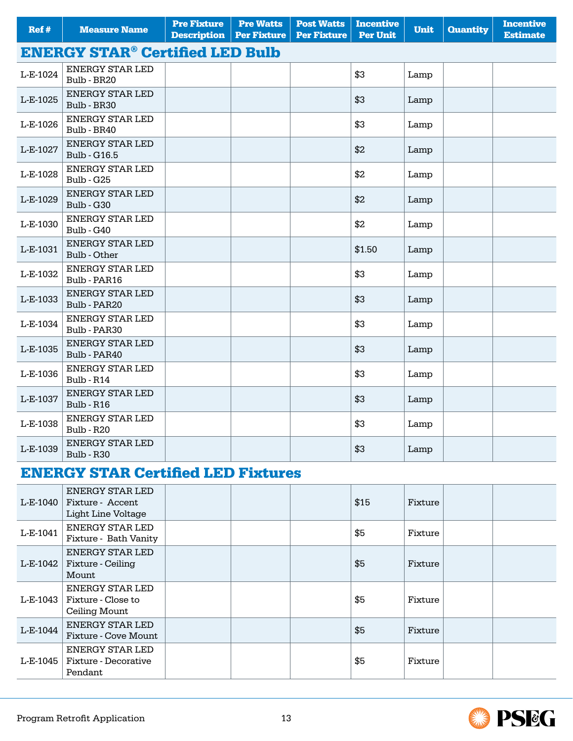| Ref # | Measure Name | Pre Fixture Description | Pre Watts Per Fixture | Post Watts Per Fixture | Incentive Per Unit | Unit | Quantity | Incentive Estimate |
|---|---|---|---|---|---|---|---|---|
| **ENERGY STAR® Certified LED Bulb** | | | | | | | | |
| L-E-1024 | ENERGY STAR LED Bulb - BR20 | | | | $3 | Lamp | | |
| L-E-1025 | ENERGY STAR LED Bulb - BR30 | | | | $3 | Lamp | | |
| L-E-1026 | ENERGY STAR LED Bulb - BR40 | | | | $3 | Lamp | | |
| L-E-1027 | ENERGY STAR LED Bulb - G16.5 | | | | $2 | Lamp | | |
| L-E-1028 | ENERGY STAR LED Bulb - G25 | | | | $2 | Lamp | | |
| L-E-1029 | ENERGY STAR LED Bulb - G30 | | | | $2 | Lamp | | |
| L-E-1030 | ENERGY STAR LED Bulb - G40 | | | | $2 | Lamp | | |
| L-E-1031 | ENERGY STAR LED Bulb - Other | | | | $1.50 | Lamp | | |
| L-E-1032 | ENERGY STAR LED Bulb - PAR16 | | | | $3 | Lamp | | |
| L-E-1033 | ENERGY STAR LED Bulb - PAR20 | | | | $3 | Lamp | | |
| L-E-1034 | ENERGY STAR LED Bulb - PAR30 | | | | $3 | Lamp | | |
| L-E-1035 | ENERGY STAR LED Bulb - PAR40 | | | | $3 | Lamp | | |
| L-E-1036 | ENERGY STAR LED Bulb - R14 | | | | $3 | Lamp | | |
| L-E-1037 | ENERGY STAR LED Bulb - R16 | | | | $3 | Lamp | | |
| L-E-1038 | ENERGY STAR LED Bulb - R20 | | | | $3 | Lamp | | |
| L-E-1039 | ENERGY STAR LED Bulb - R30 | | | | $3 | Lamp | | |
| **ENERGY STAR Certified LED Fixtures** | | | | | | | | |
| L-E-1040 | ENERGY STAR LED Fixture - Accent Light Line Voltage | | | | $15 | Fixture | | |
| L-E-1041 | ENERGY STAR LED Fixture - Bath Vanity | | | | $5 | Fixture | | |
| L-E-1042 | ENERGY STAR LED Fixture - Ceiling Mount | | | | $5 | Fixture | | |
| L-E-1043 | ENERGY STAR LED Fixture - Close to Ceiling Mount | | | | $5 | Fixture | | |
| L-E-1044 | ENERGY STAR LED Fixture - Cove Mount | | | | $5 | Fixture | | |
| L-E-1045 | ENERGY STAR LED Fixture - Decorative Pendant | | | | $5 | Fixture | | |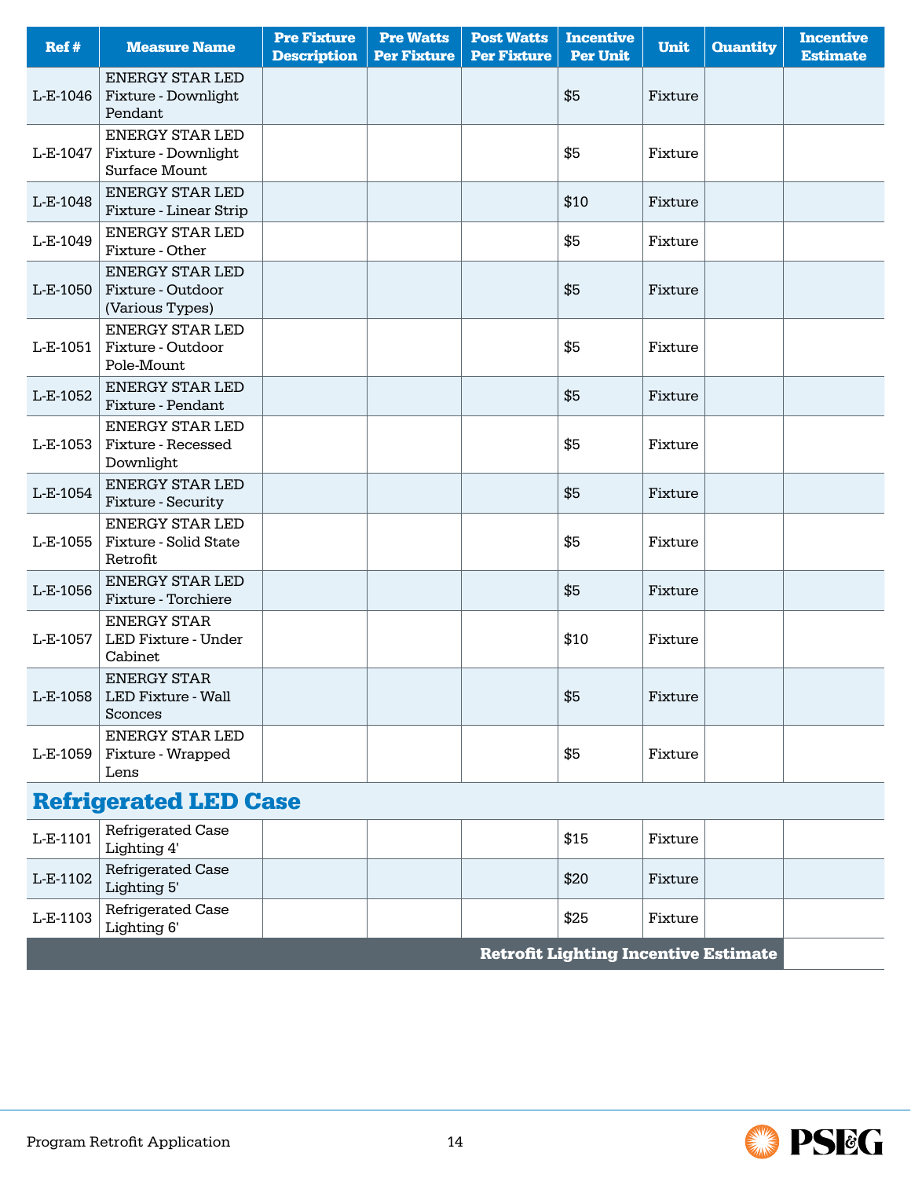| Ref # | Measure Name | Pre Fixture Description | Pre Watts Per Fixture | Post Watts Per Fixture | Incentive Per Unit | Unit | Quantity | Incentive Estimate |
|---|---|---|---|---|---|---|---|---|
| L-E-1046 | ENERGY STAR LED Fixture - Downlight Pendant | | | | $5 | Fixture | | |
| L-E-1047 | ENERGY STAR LED Fixture - Downlight Surface Mount | | | | $5 | Fixture | | |
| L-E-1048 | ENERGY STAR LED Fixture - Linear Strip | | | | $10 | Fixture | | |
| L-E-1049 | ENERGY STAR LED Fixture - Other | | | | $5 | Fixture | | |
| L-E-1050 | ENERGY STAR LED Fixture - Outdoor (Various Types) | | | | $5 | Fixture | | |
| L-E-1051 | ENERGY STAR LED Fixture - Outdoor Pole-Mount | | | | $5 | Fixture | | |
| L-E-1052 | ENERGY STAR LED Fixture - Pendant | | | | $5 | Fixture | | |
| L-E-1053 | ENERGY STAR LED Fixture - Recessed Downlight | | | | $5 | Fixture | | |
| L-E-1054 | ENERGY STAR LED Fixture - Security | | | | $5 | Fixture | | |
| L-E-1055 | ENERGY STAR LED Fixture - Solid State Retrofit | | | | $5 | Fixture | | |
| L-E-1056 | ENERGY STAR LED Fixture - Torchiere | | | | $5 | Fixture | | |
| L-E-1057 | ENERGY STAR LED Fixture - Under Cabinet | | | | $10 | Fixture | | |
| L-E-1058 | ENERGY STAR LED Fixture - Wall Sconces | | | | $5 | Fixture | | |
| L-E-1059 | ENERGY STAR LED Fixture - Wrapped Lens | | | | $5 | Fixture | | |
| **Refrigerated LED Case** | | | | | | | | |
| L-E-1101 | Refrigerated Case Lighting 4' | | | | $15 | Fixture | | |
| L-E-1102 | Refrigerated Case Lighting 5' | | | | $20 | Fixture | | |
| L-E-1103 | Refrigerated Case Lighting 6' | | | | $25 | Fixture | | |
| | | | | | | | **Retrofit Lighting Incentive Estimate** | |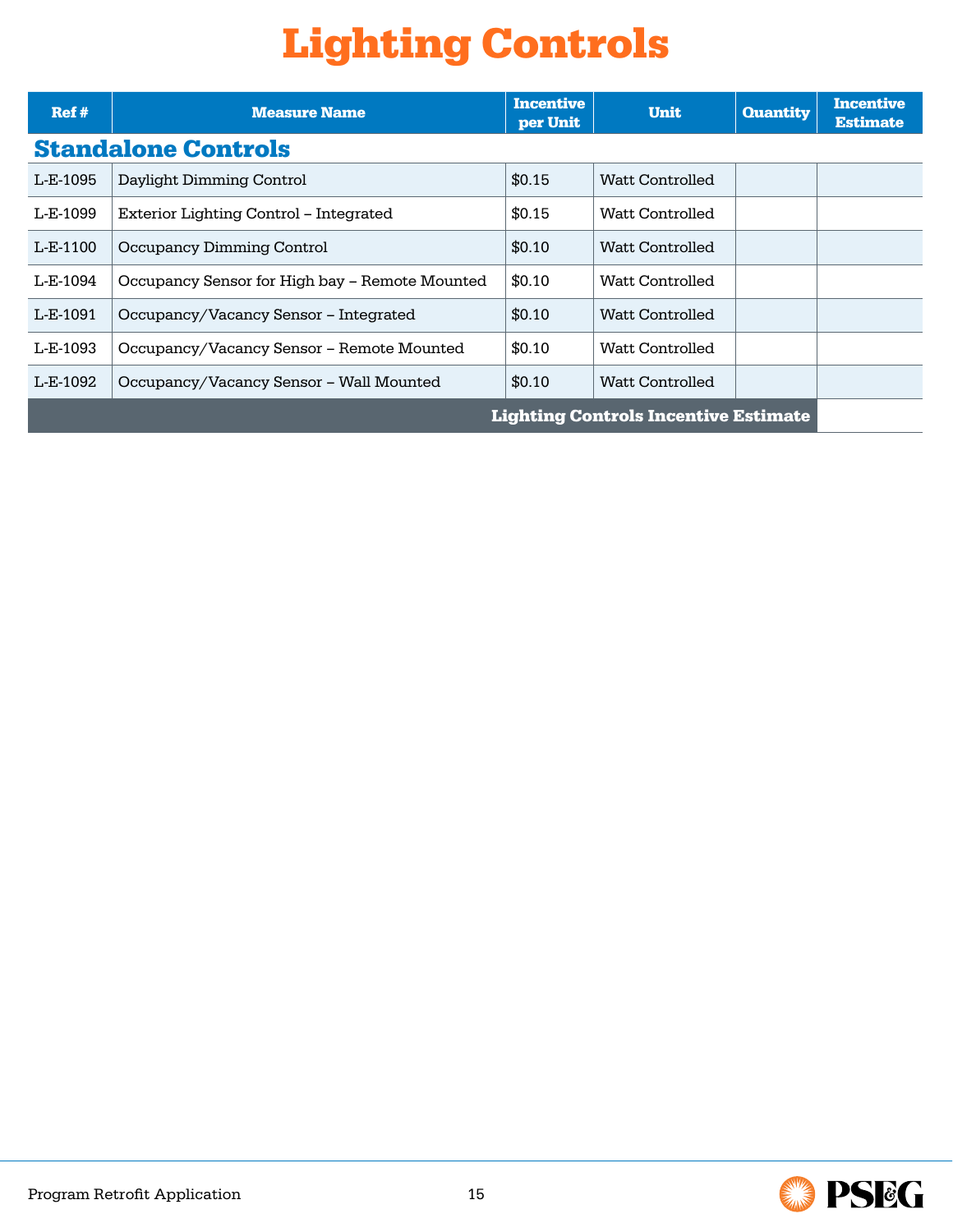# Lighting Controls

| Ref # | Measure Name | Incentive per Unit | Unit | Quantity | Incentive Estimate |
|---|---|---|---|---|---|
| **Standalone Controls** | | | | | |
| L-E-1095 | Daylight Dimming Control | $0.15 | Watt Controlled | | |
| L-E-1099 | Exterior Lighting Control – Integrated | $0.15 | Watt Controlled | | |
| L-E-1100 | Occupancy Dimming Control | $0.10 | Watt Controlled | | |
| L-E-1094 | Occupancy Sensor for High bay – Remote Mounted | $0.10 | Watt Controlled | | |
| L-E-1091 | Occupancy/Vacancy Sensor – Integrated | $0.10 | Watt Controlled | | |
| L-E-1093 | Occupancy/Vacancy Sensor – Remote Mounted | $0.10 | Watt Controlled | | |
| L-E-1092 | Occupancy/Vacancy Sensor – Wall Mounted | $0.10 | Watt Controlled | | |
| | | | | **Lighting Controls Incentive Estimate** | |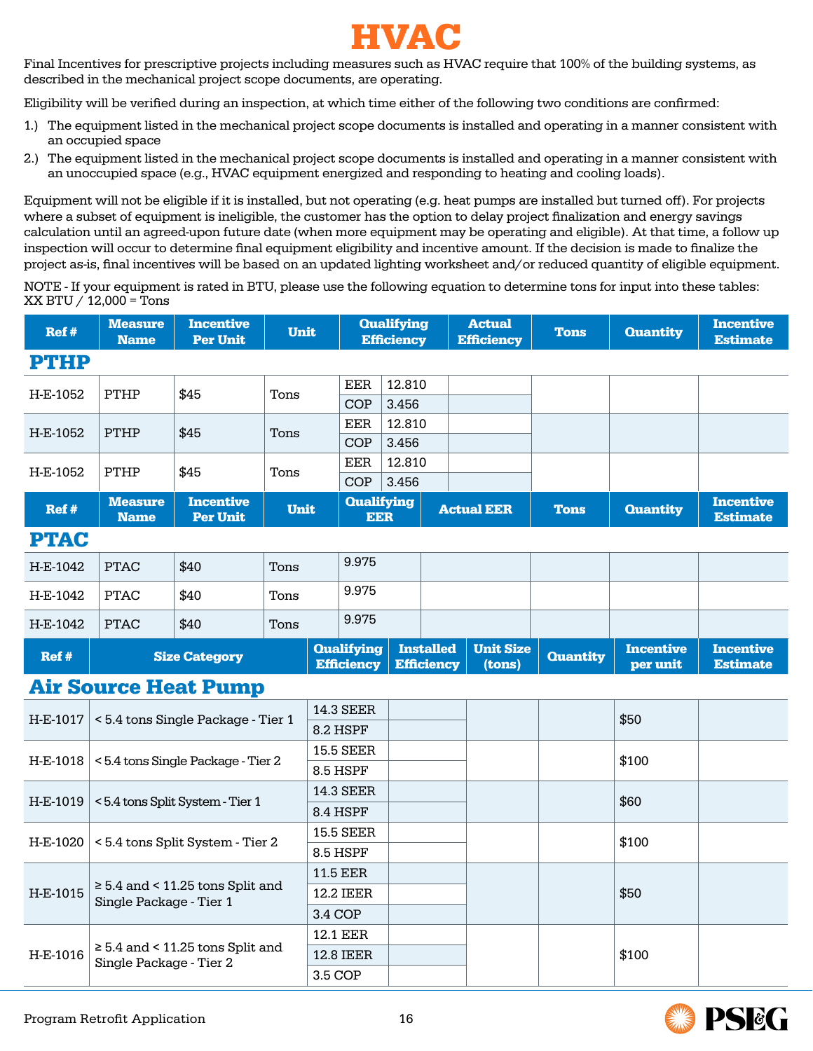# HVAC

Final Incentives for prescriptive projects including measures such as HVAC require that 100% of the building systems, as described in the mechanical project scope documents, are operating.

Eligibility will be verified during an inspection, at which time either of the following two conditions are confirmed:

1.) The equipment listed in the mechanical project scope documents is installed and operating in a manner consistent with an occupied space
2.) The equipment listed in the mechanical project scope documents is installed and operating in a manner consistent with an unoccupied space (e.g., HVAC equipment energized and responding to heating and cooling loads).

Equipment will not be eligible if it is installed, but not operating (e.g. heat pumps are installed but turned off). For projects where a subset of equipment is ineligible, the customer has the option to delay project finalization and energy savings calculation until an agreed-upon future date (when more equipment may be operating and eligible). At that time, a follow up inspection will occur to determine final equipment eligibility and incentive amount. If the decision is made to finalize the project as-is, final incentives will be based on an updated lighting worksheet and/or reduced quantity of eligible equipment.

NOTE - If your equipment is rated in BTU, please use the following equation to determine tons for input into these tables: XX BTU / 12,000 = Tons

## PTHP

| Ref # | Measure Name | Incentive Per Unit | Unit | Qualifying Efficiency | | Actual Efficiency | Tons | Quantity | Incentive Estimate |
|---|---|---|---|---|---|---|---|---|---|
| H-E-1052 | PTHP | $45 | Tons | EER | 12.810 | | | | |
| | | | | COP | 3.456 | | | | |
| H-E-1052 | PTHP | $45 | Tons | EER | 12.810 | | | | |
| | | | | COP | 3.456 | | | | |
| H-E-1052 | PTHP | $45 | Tons | EER | 12.810 | | | | |
| | | | | COP | 3.456 | | | | |

## PTAC

| Ref # | Measure Name | Incentive Per Unit | Unit | Qualifying EER | Actual EER | Tons | Quantity | Incentive Estimate |
|---|---|---|---|---|---|---|---|---|
| H-E-1042 | PTAC | $40 | Tons | 9.975 | | | | |
| H-E-1042 | PTAC | $40 | Tons | 9.975 | | | | |
| H-E-1042 | PTAC | $40 | Tons | 9.975 | | | | |

## Air Source Heat Pump

| Ref # | Size Category | Qualifying Efficiency | Installed Efficiency | Unit Size (tons) | Quantity | Incentive per unit | Incentive Estimate |
|---|---|---|---|---|---|---|---|
| H-E-1017 | < 5.4 tons Single Package - Tier 1 | 14.3 SEER | | | | $50 | |
| | | 8.2 HSPF | | | | | |
| H-E-1018 | < 5.4 tons Single Package - Tier 2 | 15.5 SEER | | | | $100 | |
| | | 8.5 HSPF | | | | | |
| H-E-1019 | < 5.4 tons Split System - Tier 1 | 14.3 SEER | | | | $60 | |
| | | 8.4 HSPF | | | | | |
| H-E-1020 | < 5.4 tons Split System - Tier 2 | 15.5 SEER | | | | $100 | |
| | | 8.5 HSPF | | | | | |
| H-E-1015 | ≥ 5.4 and < 11.25 tons Split and Single Package - Tier 1 | 11.5 EER | | | | $50 | |
| | | 12.2 IEER | | | | | |
| | | 3.4 COP | | | | | |
| H-E-1016 | ≥ 5.4 and < 11.25 tons Split and Single Package - Tier 2 | 12.1 EER | | | | $100 | |
| | | 12.8 IEER | | | | | |
| | | 3.5 COP | | | | | |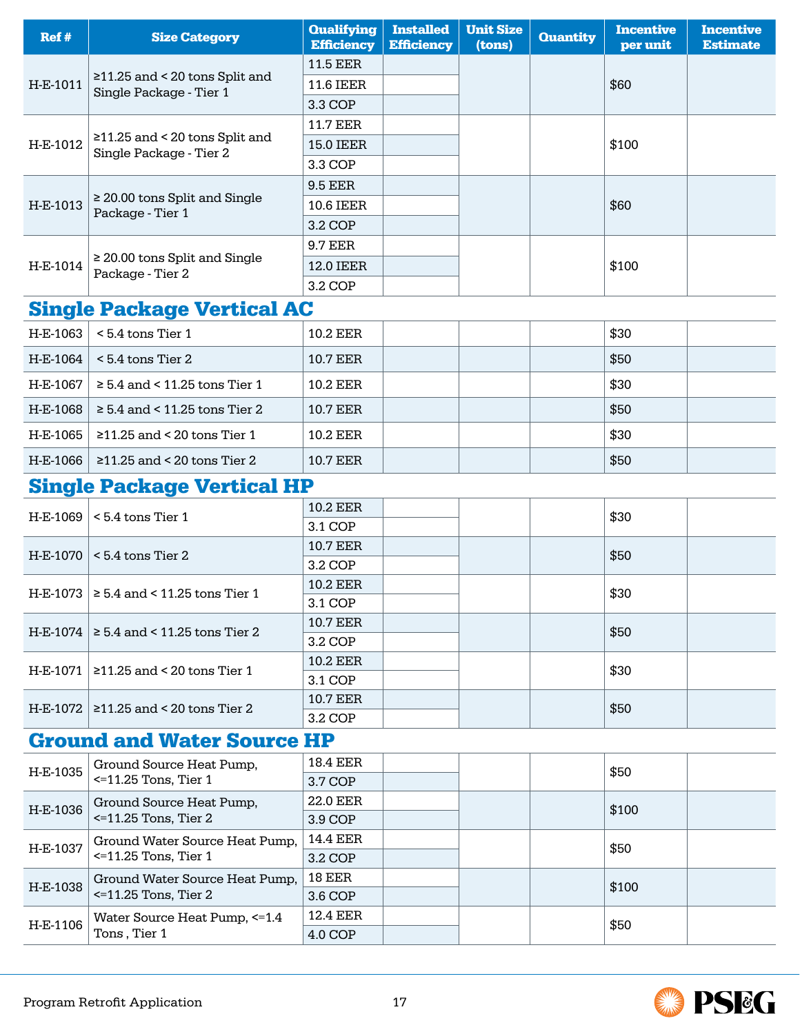| Ref # | Size Category | Qualifying Efficiency | Installed Efficiency | Unit Size (tons) | Quantity | Incentive per unit | Incentive Estimate |
|---|---|---|---|---|---|---|---|
| H-E-1011 | ≥11.25 and < 20 tons Split and Single Package - Tier 1 | 11.5 EER | | | | $60 | |
| | | 11.6 IEER | | | | | |
| | | 3.3 COP | | | | | |
| H-E-1012 | ≥11.25 and < 20 tons Split and Single Package - Tier 2 | 11.7 EER | | | | $100 | |
| | | 15.0 IEER | | | | | |
| | | 3.3 COP | | | | | |
| H-E-1013 | ≥ 20.00 tons Split and Single Package - Tier 1 | 9.5 EER | | | | $60 | |
| | | 10.6 IEER | | | | | |
| | | 3.2 COP | | | | | |
| H-E-1014 | ≥ 20.00 tons Split and Single Package - Tier 2 | 9.7 EER | | | | $100 | |
| | | 12.0 IEER | | | | | |
| | | 3.2 COP | | | | | |

## Single Package Vertical AC

| Ref # | Size Category | Qualifying Efficiency | Installed Efficiency | Unit Size (tons) | Quantity | Incentive per unit | Incentive Estimate |
|---|---|---|---|---|---|---|---|
| H-E-1063 | < 5.4 tons Tier 1 | 10.2 EER | | | | $30 | |
| H-E-1064 | < 5.4 tons Tier 2 | 10.7 EER | | | | $50 | |
| H-E-1067 | ≥ 5.4 and < 11.25 tons Tier 1 | 10.2 EER | | | | $30 | |
| H-E-1068 | ≥ 5.4 and < 11.25 tons Tier 2 | 10.7 EER | | | | $50 | |
| H-E-1065 | ≥11.25 and < 20 tons Tier 1 | 10.2 EER | | | | $30 | |
| H-E-1066 | ≥11.25 and < 20 tons Tier 2 | 10.7 EER | | | | $50 | |

## Single Package Vertical HP

| Ref # | Size Category | Qualifying Efficiency | Installed Efficiency | Unit Size (tons) | Quantity | Incentive per unit | Incentive Estimate |
|---|---|---|---|---|---|---|---|
| H-E-1069 | < 5.4 tons Tier 1 | 10.2 EER | | | | $30 | |
| | | 3.1 COP | | | | | |
| H-E-1070 | < 5.4 tons Tier 2 | 10.7 EER | | | | $50 | |
| | | 3.2 COP | | | | | |
| H-E-1073 | ≥ 5.4 and < 11.25 tons Tier 1 | 10.2 EER | | | | $30 | |
| | | 3.1 COP | | | | | |
| H-E-1074 | ≥ 5.4 and < 11.25 tons Tier 2 | 10.7 EER | | | | $50 | |
| | | 3.2 COP | | | | | |
| H-E-1071 | ≥11.25 and < 20 tons Tier 1 | 10.2 EER | | | | $30 | |
| | | 3.1 COP | | | | | |
| H-E-1072 | ≥11.25 and < 20 tons Tier 2 | 10.7 EER | | | | $50 | |
| | | 3.2 COP | | | | | |

## Ground and Water Source HP

| Ref # | Size Category | Qualifying Efficiency | Installed Efficiency | Unit Size (tons) | Quantity | Incentive per unit | Incentive Estimate |
|---|---|---|---|---|---|---|---|
| H-E-1035 | Ground Source Heat Pump, <=11.25 Tons, Tier 1 | 18.4 EER | | | | $50 | |
| | | 3.7 COP | | | | | |
| H-E-1036 | Ground Source Heat Pump, <=11.25 Tons, Tier 2 | 22.0 EER | | | | $100 | |
| | | 3.9 COP | | | | | |
| H-E-1037 | Ground Water Source Heat Pump, <=11.25 Tons, Tier 1 | 14.4 EER | | | | $50 | |
| | | 3.2 COP | | | | | |
| H-E-1038 | Ground Water Source Heat Pump, <=11.25 Tons, Tier 2 | 18 EER | | | | $100 | |
| | | 3.6 COP | | | | | |
| H-E-1106 | Water Source Heat Pump, <=1.4 Tons , Tier 1 | 12.4 EER | | | | $50 | |
| | | 4.0 COP | | | | | |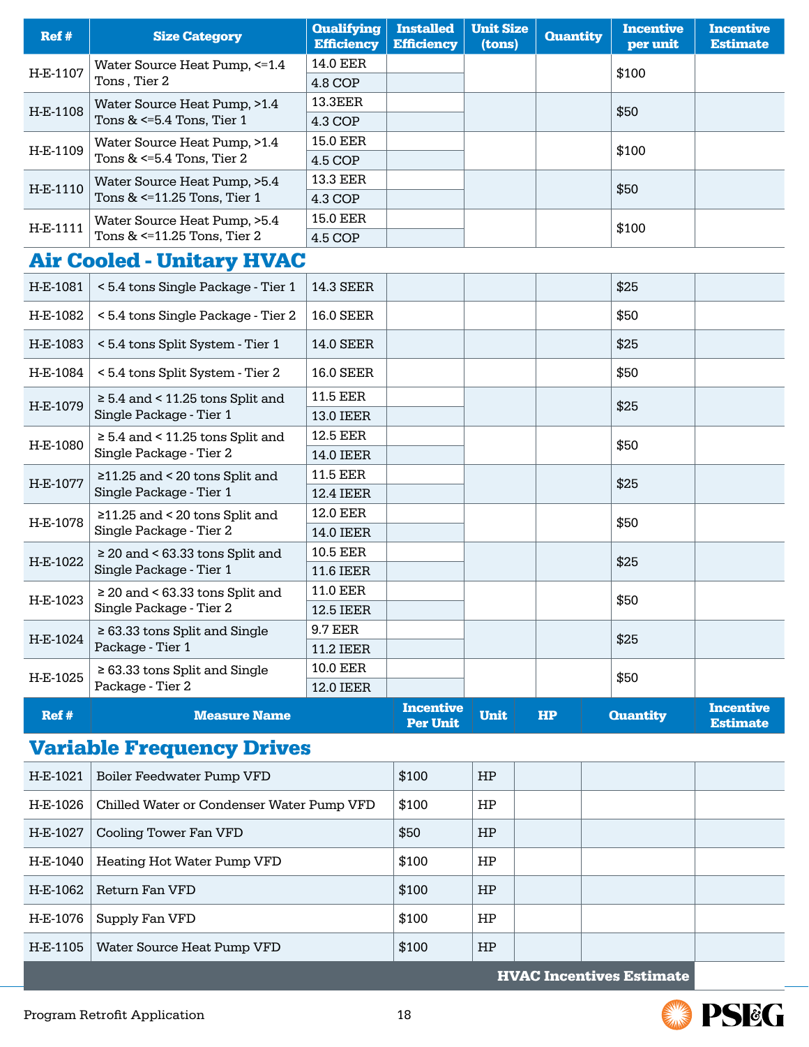| Ref # | Size Category | Qualifying Efficiency | Installed Efficiency | Unit Size (tons) | Quantity | Incentive per unit | Incentive Estimate |
|---|---|---|---|---|---|---|---|
| H-E-1107 | Water Source Heat Pump, <=1.4 Tons , Tier 2 | 14.0 EER | | | | $100 | |
| | | 4.8 COP | | | | | |
| H-E-1108 | Water Source Heat Pump, >1.4 Tons & <=5.4 Tons, Tier 1 | 13.3EER | | | | $50 | |
| | | 4.3 COP | | | | | |
| H-E-1109 | Water Source Heat Pump, >1.4 Tons & <=5.4 Tons, Tier 2 | 15.0 EER | | | | $100 | |
| | | 4.5 COP | | | | | |
| H-E-1110 | Water Source Heat Pump, >5.4 Tons & <=11.25 Tons, Tier 1 | 13.3 EER | | | | $50 | |
| | | 4.3 COP | | | | | |
| H-E-1111 | Water Source Heat Pump, >5.4 Tons & <=11.25 Tons, Tier 2 | 15.0 EER | | | | $100 | |
| | | 4.5 COP | | | | | |

## Air Cooled - Unitary HVAC

| Ref # | Size Category | Qualifying Efficiency | Installed Efficiency | Unit Size (tons) | Quantity | Incentive per unit | Incentive Estimate |
|---|---|---|---|---|---|---|---|
| H-E-1081 | < 5.4 tons Single Package - Tier 1 | 14.3 SEER | | | | $25 | |
| H-E-1082 | < 5.4 tons Single Package - Tier 2 | 16.0 SEER | | | | $50 | |
| H-E-1083 | < 5.4 tons Split System - Tier 1 | 14.0 SEER | | | | $25 | |
| H-E-1084 | < 5.4 tons Split System - Tier 2 | 16.0 SEER | | | | $50 | |
| H-E-1079 | ≥ 5.4 and < 11.25 tons Split and Single Package - Tier 1 | 11.5 EER | | | | $25 | |
| | | 13.0 IEER | | | | | |
| H-E-1080 | ≥ 5.4 and < 11.25 tons Split and Single Package - Tier 2 | 12.5 EER | | | | $50 | |
| | | 14.0 IEER | | | | | |
| H-E-1077 | ≥11.25 and < 20 tons Split and Single Package - Tier 1 | 11.5 EER | | | | $25 | |
| | | 12.4 IEER | | | | | |
| H-E-1078 | ≥11.25 and < 20 tons Split and Single Package - Tier 2 | 12.0 EER | | | | $50 | |
| | | 14.0 IEER | | | | | |
| H-E-1022 | ≥ 20 and < 63.33 tons Split and Single Package - Tier 1 | 10.5 EER | | | | $25 | |
| | | 11.6 IEER | | | | | |
| H-E-1023 | ≥ 20 and < 63.33 tons Split and Single Package - Tier 2 | 11.0 EER | | | | $50 | |
| | | 12.5 IEER | | | | | |
| H-E-1024 | ≥ 63.33 tons Split and Single Package - Tier 1 | 9.7 EER | | | | $25 | |
| | | 11.2 IEER | | | | | |
| H-E-1025 | ≥ 63.33 tons Split and Single Package - Tier 2 | 10.0 EER | | | | $50 | |
| | | 12.0 IEER | | | | | |

## Variable Frequency Drives

| Ref # | Measure Name | Incentive Per Unit | Unit | HP | Quantity | Incentive Estimate |
|---|---|---|---|---|---|---|
| H-E-1021 | Boiler Feedwater Pump VFD | $100 | HP | | | |
| H-E-1026 | Chilled Water or Condenser Water Pump VFD | $100 | HP | | | |
| H-E-1027 | Cooling Tower Fan VFD | $50 | HP | | | |
| H-E-1040 | Heating Hot Water Pump VFD | $100 | HP | | | |
| H-E-1062 | Return Fan VFD | $100 | HP | | | |
| H-E-1076 | Supply Fan VFD | $100 | HP | | | |
| H-E-1105 | Water Source Heat Pump VFD | $100 | HP | | | |
| | | | | | **HVAC Incentives Estimate** | |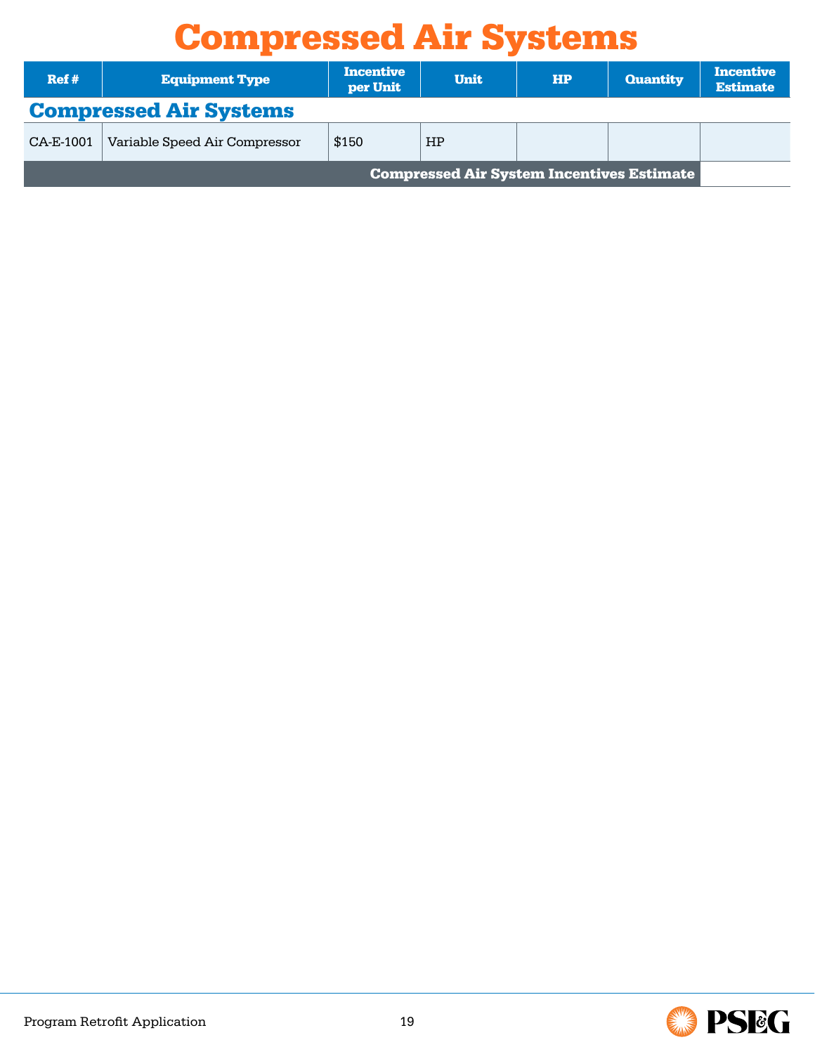# Compressed Air Systems

| Ref # | Equipment Type | Incentive per Unit | Unit | HP | Quantity | Incentive Estimate |
|---|---|---|---|---|---|---|
| **Compressed Air Systems** | | | | | | |
| CA-E-1001 | Variable Speed Air Compressor | $150 | HP | | | |
| **Compressed Air System Incentives Estimate** | | | | | | |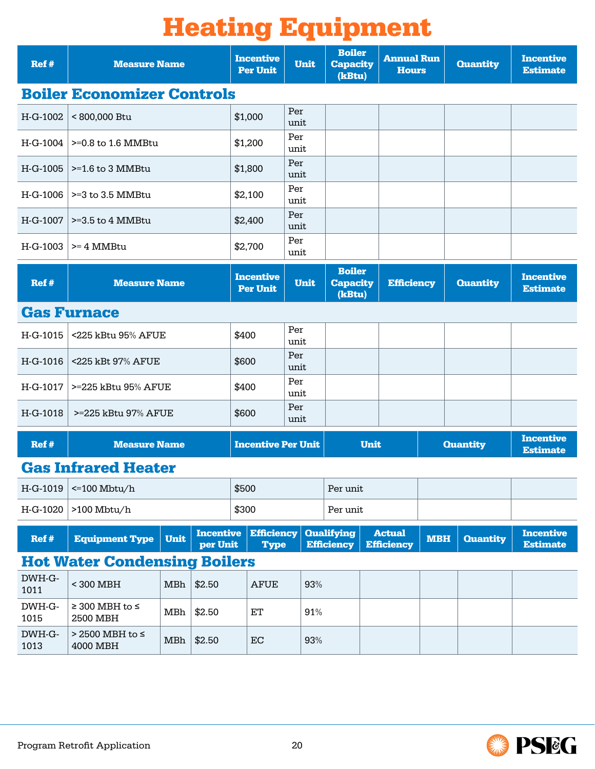# Heating Equipment

## Boiler Economizer Controls

| Ref # | Measure Name | Incentive Per Unit | Unit | Boiler Capacity (kBtu) | Annual Run Hours | Quantity | Incentive Estimate |
|---|---|---|---|---|---|---|---|
| H-G-1002 | < 800,000 Btu | $1,000 | Per unit | | | | |
| H-G-1004 | >=0.8 to 1.6 MMBtu | $1,200 | Per unit | | | | |
| H-G-1005 | >=1.6 to 3 MMBtu | $1,800 | Per unit | | | | |
| H-G-1006 | >=3 to 3.5 MMBtu | $2,100 | Per unit | | | | |
| H-G-1007 | >=3.5 to 4 MMBtu | $2,400 | Per unit | | | | |
| H-G-1003 | >= 4 MMBtu | $2,700 | Per unit | | | | |

## Gas Furnace

| Ref # | Measure Name | Incentive Per Unit | Unit | Boiler Capacity (kBtu) | Efficiency | Quantity | Incentive Estimate |
|---|---|---|---|---|---|---|---|
| H-G-1015 | <225 kBtu 95% AFUE | $400 | Per unit | | | | |
| H-G-1016 | <225 kBt 97% AFUE | $600 | Per unit | | | | |
| H-G-1017 | >=225 kBtu 95% AFUE | $400 | Per unit | | | | |
| H-G-1018 | >=225 kBtu 97% AFUE | $600 | Per unit | | | | |

## Gas Infrared Heater

| Ref # | Measure Name | Incentive Per Unit | Unit | Quantity | Incentive Estimate |
|---|---|---|---|---|---|
| H-G-1019 | <=100 Mbtu/h | $500 | Per unit | | |
| H-G-1020 | >100 Mbtu/h | $300 | Per unit | | |

## Hot Water Condensing Boilers

| Ref # | Equipment Type | Unit | Incentive per Unit | Efficiency Type | Qualifying Efficiency | Actual Efficiency | MBH | Quantity | Incentive Estimate |
|---|---|---|---|---|---|---|---|---|---|
| DWH-G-1011 | < 300 MBH | MBh | $2.50 | AFUE | 93% | | | | |
| DWH-G-1015 | ≥ 300 MBH to ≤ 2500 MBH | MBh | $2.50 | ET | 91% | | | | |
| DWH-G-1013 | > 2500 MBH to ≤ 4000 MBH | MBh | $2.50 | EC | 93% | | | | |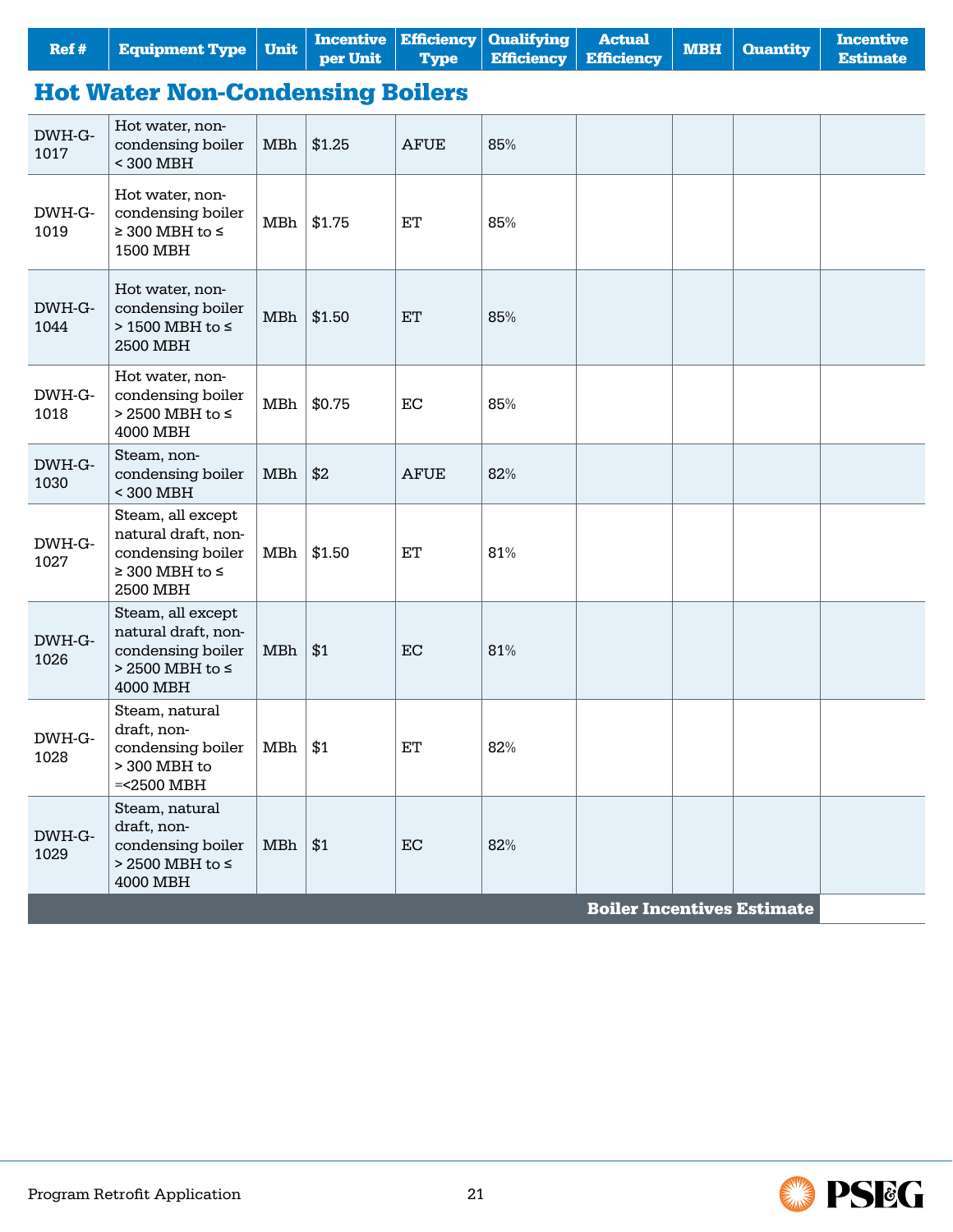| Ref # | Equipment Type | Unit | Incentive per Unit | Efficiency Type | Qualifying Efficiency | Actual Efficiency | MBH | Quantity | Incentive Estimate |
|---|---|---|---|---|---|---|---|---|---|

## Hot Water Non-Condensing Boilers

| Ref # | Equipment Type | Unit | Incentive per Unit | Efficiency Type | Qualifying Efficiency | Actual Efficiency | MBH | Quantity | Incentive Estimate |
|---|---|---|---|---|---|---|---|---|---|
| DWH-G-1017 | Hot water, non-condensing boiler < 300 MBH | MBh | $1.25 | AFUE | 85% | | | | |
| DWH-G-1019 | Hot water, non-condensing boiler ≥ 300 MBH to ≤ 1500 MBH | MBh | $1.75 | ET | 85% | | | | |
| DWH-G-1044 | Hot water, non-condensing boiler > 1500 MBH to ≤ 2500 MBH | MBh | $1.50 | ET | 85% | | | | |
| DWH-G-1018 | Hot water, non-condensing boiler > 2500 MBH to ≤ 4000 MBH | MBh | $0.75 | EC | 85% | | | | |
| DWH-G-1030 | Steam, non-condensing boiler < 300 MBH | MBh | $2 | AFUE | 82% | | | | |
| DWH-G-1027 | Steam, all except natural draft, non-condensing boiler ≥ 300 MBH to ≤ 2500 MBH | MBh | $1.50 | ET | 81% | | | | |
| DWH-G-1026 | Steam, all except natural draft, non-condensing boiler > 2500 MBH to ≤ 4000 MBH | MBh | $1 | EC | 81% | | | | |
| DWH-G-1028 | Steam, natural draft, non-condensing boiler > 300 MBH to =<2500 MBH | MBh | $1 | ET | 82% | | | | |
| DWH-G-1029 | Steam, natural draft, non-condensing boiler > 2500 MBH to ≤ 4000 MBH | MBh | $1 | EC | 82% | | | | |
| | | | | | | | | **Boiler Incentives Estimate** | |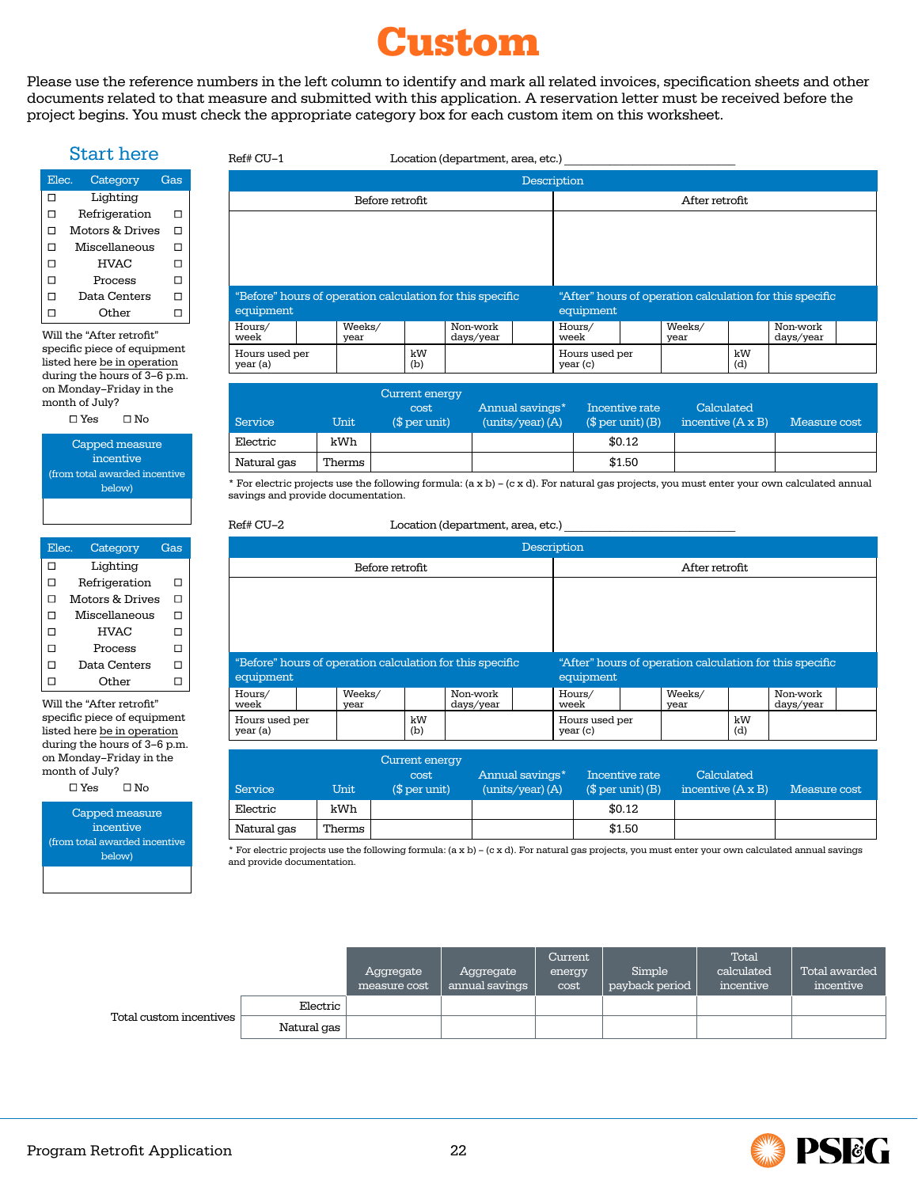# Custom

Please use the reference numbers in the left column to identify and mark all related invoices, specification sheets and other documents related to that measure and submitted with this application. A reservation letter must be received before the project begins. You must check the appropriate category box for each custom item on this worksheet.

## Start here

| Elec. | Category | Gas |
|---|---|---|
| ☐ | Lighting | |
| ☐ | Refrigeration | ☐ |
| ☐ | Motors & Drives | ☐ |
| ☐ | Miscellaneous | ☐ |
| ☐ | HVAC | ☐ |
| ☐ | Process | ☐ |
| ☐ | Data Centers | ☐ |
| ☐ | Other | ☐ |

Will the "After retrofit" specific piece of equipment listed here be in operation during the hours of 3–6 p.m. on Monday–Friday in the month of July?

☐ Yes ☐ No

**Capped measure incentive** (from total awarded incentive below)

______

Ref# CU–1 Location (department, area, etc.) ______________________

| Description | |
|---|---|
| Before retrofit | After retrofit |
| | |

| "Before" hours of operation calculation for this specific equipment | | | | | | "After" hours of operation calculation for this specific equipment | | | | | |
|---|---|---|---|---|---|---|---|---|---|---|---|
| Hours/week | | Weeks/year | | Non-work days/year | | Hours/week | | Weeks/year | | Non-work days/year | |
| Hours used per year (a) | | kW (b) | | | | Hours used per year (c) | | kW (d) | | | |

| Service | Unit | Current energy cost ($ per unit) | Annual savings* (units/year) (A) | Incentive rate ($ per unit) (B) | Calculated incentive (A x B) | Measure cost |
|---|---|---|---|---|---|---|
| Electric | kWh | | | $0.12 | | |
| Natural gas | Therms | | | $1.50 | | |

* For electric projects use the following formula: (a x b) – (c x d). For natural gas projects, you must enter your own calculated annual savings and provide documentation.

| Elec. | Category | Gas |
|---|---|---|
| ☐ | Lighting | |
| ☐ | Refrigeration | ☐ |
| ☐ | Motors & Drives | ☐ |
| ☐ | Miscellaneous | ☐ |
| ☐ | HVAC | ☐ |
| ☐ | Process | ☐ |
| ☐ | Data Centers | ☐ |
| ☐ | Other | ☐ |

Will the "After retrofit" specific piece of equipment listed here be in operation during the hours of 3–6 p.m. on Monday–Friday in the month of July?

☐ Yes ☐ No

**Capped measure incentive** (from total awarded incentive below)

______

Ref# CU–2 Location (department, area, etc.) ______________________

| Description | |
|---|---|
| Before retrofit | After retrofit |
| | |

| "Before" hours of operation calculation for this specific equipment | | | | | | "After" hours of operation calculation for this specific equipment | | | | | |
|---|---|---|---|---|---|---|---|---|---|---|---|
| Hours/week | | Weeks/year | | Non-work days/year | | Hours/week | | Weeks/year | | Non-work days/year | |
| Hours used per year (a) | | kW (b) | | | | Hours used per year (c) | | kW (d) | | | |

| Service | Unit | Current energy cost ($ per unit) | Annual savings* (units/year) (A) | Incentive rate ($ per unit) (B) | Calculated incentive (A x B) | Measure cost |
|---|---|---|---|---|---|---|
| Electric | kWh | | | $0.12 | | |
| Natural gas | Therms | | | $1.50 | | |

* For electric projects use the following formula: (a x b) – (c x d). For natural gas projects, you must enter your own calculated annual savings and provide documentation.

| | | Aggregate measure cost | Aggregate annual savings | Current energy cost | Simple payback period | Total calculated incentive | Total awarded incentive |
|---|---|---|---|---|---|---|---|
| Total custom incentives | Electric | | | | | | |
| | Natural gas | | | | | | |

Program Retrofit Application